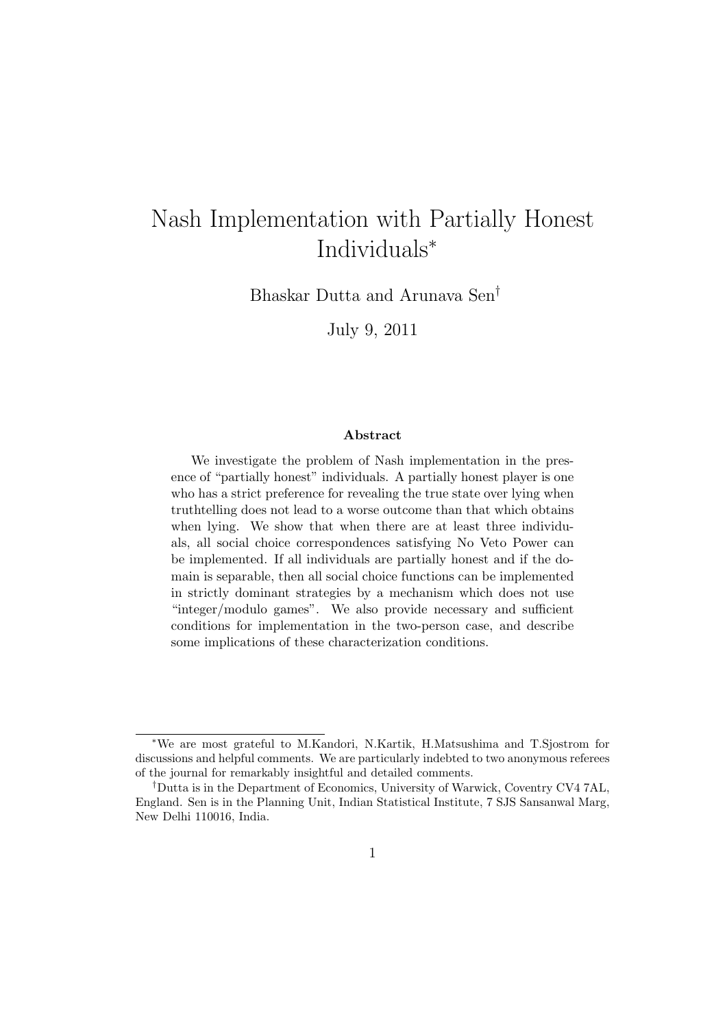# Nash Implementation with Partially Honest Individuals*

Bhaskar Dutta and Arunava Sen†

July 9, 2011

### Abstract

We investigate the problem of Nash implementation in the presence of "partially honest" individuals. A partially honest player is one who has a strict preference for revealing the true state over lying when truthtelling does not lead to a worse outcome than that which obtains when lying. We show that when there are at least three individuals, all social choice correspondences satisfying No Veto Power can be implemented. If all individuals are partially honest and if the domain is separable, then all social choice functions can be implemented in strictly dominant strategies by a mechanism which does not use "integer/modulo games". We also provide necessary and sufficient conditions for implementation in the two-person case, and describe some implications of these characterization conditions.

---

*We are most grateful to M.Kandori, N.Kartik, H.Matsushima and T.Sjostrom for discussions and helpful comments. We are particularly indebted to two anonymous referees of the journal for remarkably insightful and detailed comments.

†Dutta is in the Department of Economics, University of Warwick, Coventry CV4 7AL, England. Sen is in the Planning Unit, Indian Statistical Institute, 7 SJS Sansanwal Marg, New Delhi 110016, India.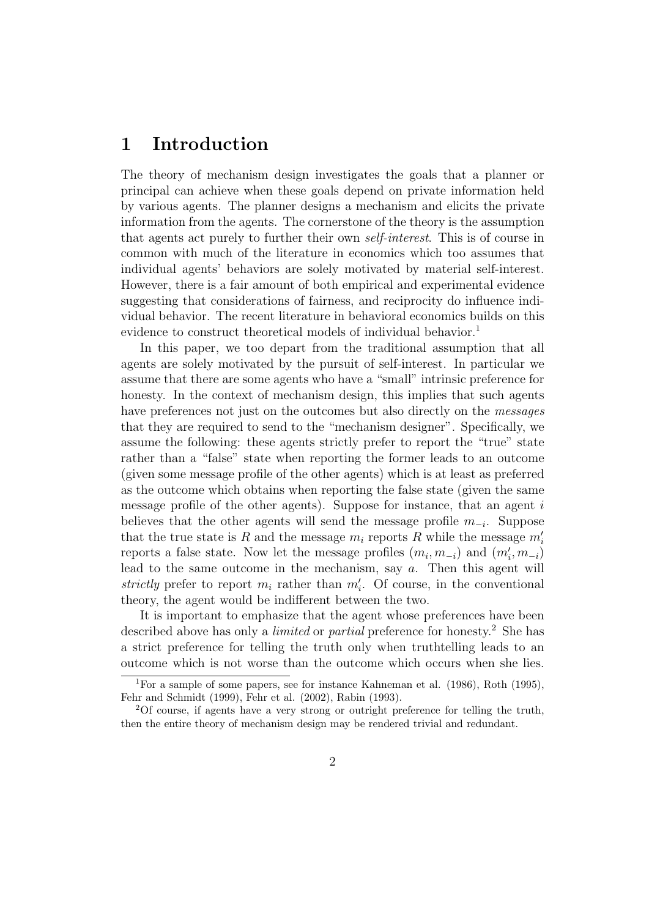# 1 Introduction

The theory of mechanism design investigates the goals that a planner or principal can achieve when these goals depend on private information held by various agents. The planner designs a mechanism and elicits the private information from the agents. The cornerstone of the theory is the assumption that agents act purely to further their own *self-interest*. This is of course in common with much of the literature in economics which too assumes that individual agents' behaviors are solely motivated by material self-interest. However, there is a fair amount of both empirical and experimental evidence suggesting that considerations of fairness, and reciprocity do influence individual behavior. The recent literature in behavioral economics builds on this evidence to construct theoretical models of individual behavior.[1]

In this paper, we too depart from the traditional assumption that all agents are solely motivated by the pursuit of self-interest. In particular we assume that there are some agents who have a "small" intrinsic preference for honesty. In the context of mechanism design, this implies that such agents have preferences not just on the outcomes but also directly on the *messages* that they are required to send to the "mechanism designer". Specifically, we assume the following: these agents strictly prefer to report the "true" state rather than a "false" state when reporting the former leads to an outcome (given some message profile of the other agents) which is at least as preferred as the outcome which obtains when reporting the false state (given the same message profile of the other agents). Suppose for instance, that an agent $i$ believes that the other agents will send the message profile $m_{-i}$. Suppose that the true state is $R$ and the message $m_i$ reports $R$ while the message $m_i'$ reports a false state. Now let the message profiles $(m_i, m_{-i})$ and $(m_i', m_{-i})$ lead to the same outcome in the mechanism, say $a$. Then this agent will *strictly* prefer to report $m_i$ rather than $m_i'$. Of course, in the conventional theory, the agent would be indifferent between the two.

It is important to emphasize that the agent whose preferences have been described above has only a *limited* or *partial* preference for honesty.[2] She has a strict preference for telling the truth only when truthtelling leads to an outcome which is not worse than the outcome which occurs when she lies.

[1] For a sample of some papers, see for instance Kahneman et al. (1986), Roth (1995), Fehr and Schmidt (1999), Fehr et al. (2002), Rabin (1993).

[2] Of course, if agents have a very strong or outright preference for telling the truth, then the entire theory of mechanism design may be rendered trivial and redundant.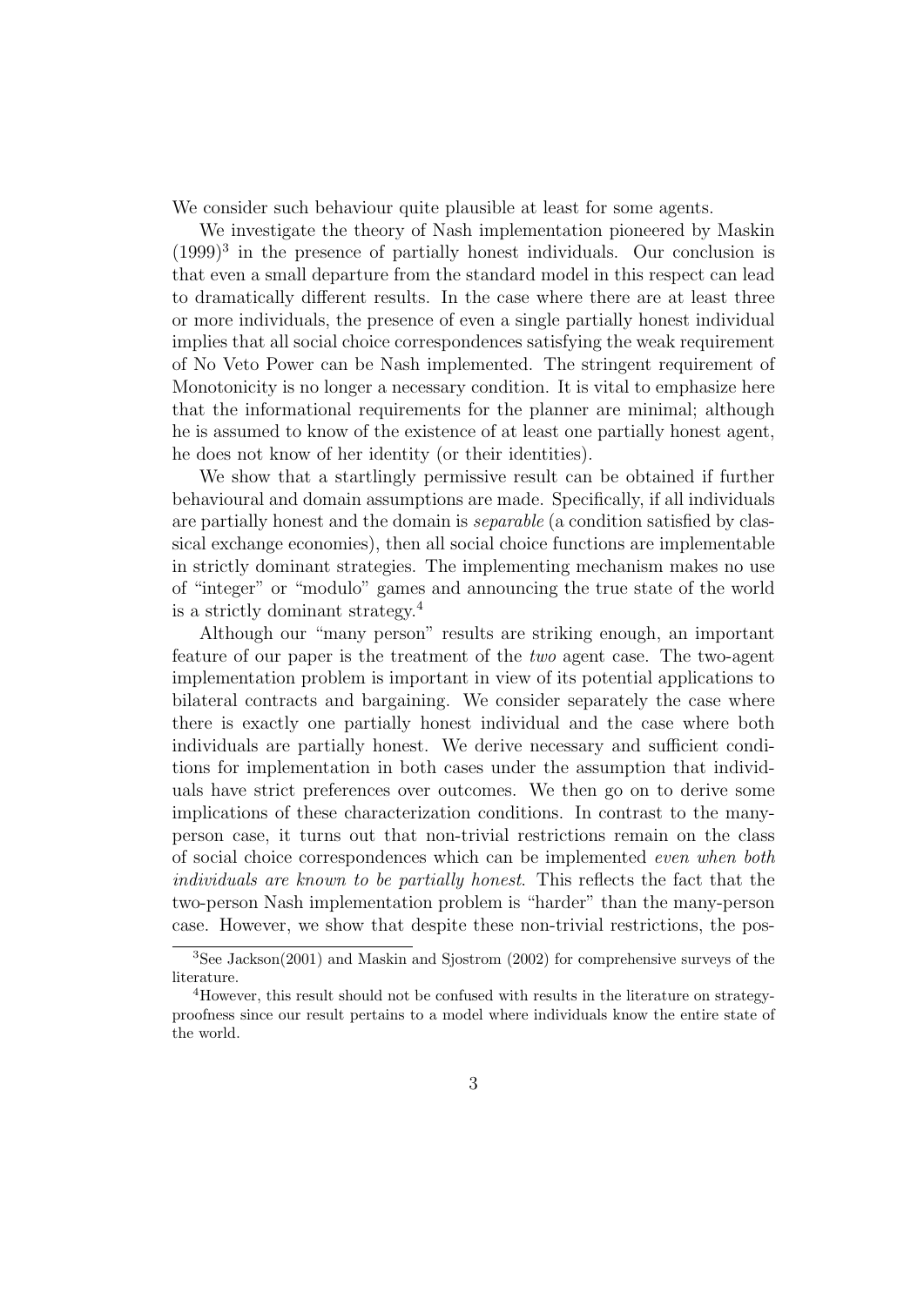We consider such behaviour quite plausible at least for some agents.

We investigate the theory of Nash implementation pioneered by Maskin (1999)[3] in the presence of partially honest individuals. Our conclusion is that even a small departure from the standard model in this respect can lead to dramatically different results. In the case where there are at least three or more individuals, the presence of even a single partially honest individual implies that all social choice correspondences satisfying the weak requirement of No Veto Power can be Nash implemented. The stringent requirement of Monotonicity is no longer a necessary condition. It is vital to emphasize here that the informational requirements for the planner are minimal; although he is assumed to know of the existence of at least one partially honest agent, he does not know of her identity (or their identities).

We show that a startlingly permissive result can be obtained if further behavioural and domain assumptions are made. Specifically, if all individuals are partially honest and the domain is *separable* (a condition satisfied by classical exchange economies), then all social choice functions are implementable in strictly dominant strategies. The implementing mechanism makes no use of "integer" or "modulo" games and announcing the true state of the world is a strictly dominant strategy.[4]

Although our "many person" results are striking enough, an important feature of our paper is the treatment of the *two* agent case. The two-agent implementation problem is important in view of its potential applications to bilateral contracts and bargaining. We consider separately the case where there is exactly one partially honest individual and the case where both individuals are partially honest. We derive necessary and sufficient conditions for implementation in both cases under the assumption that individuals have strict preferences over outcomes. We then go on to derive some implications of these characterization conditions. In contrast to the many-person case, it turns out that non-trivial restrictions remain on the class of social choice correspondences which can be implemented *even when both individuals are known to be partially honest*. This reflects the fact that the two-person Nash implementation problem is "harder" than the many-person case. However, we show that despite these non-trivial restrictions, the pos-

[3] See Jackson(2001) and Maskin and Sjostrom (2002) for comprehensive surveys of the literature.

[4] However, this result should not be confused with results in the literature on strategy-proofness since our result pertains to a model where individuals know the entire state of the world.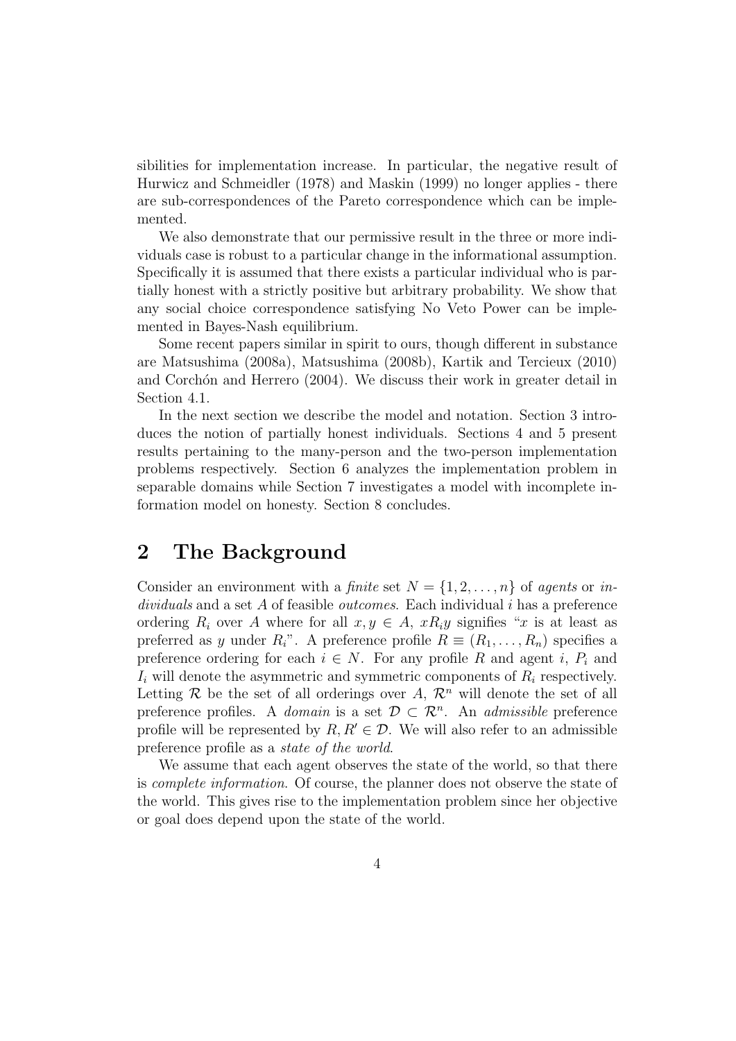sibilities for implementation increase. In particular, the negative result of Hurwicz and Schmeidler (1978) and Maskin (1999) no longer applies - there are sub-correspondences of the Pareto correspondence which can be implemented.

We also demonstrate that our permissive result in the three or more individuals case is robust to a particular change in the informational assumption. Specifically it is assumed that there exists a particular individual who is partially honest with a strictly positive but arbitrary probability. We show that any social choice correspondence satisfying No Veto Power can be implemented in Bayes-Nash equilibrium.

Some recent papers similar in spirit to ours, though different in substance are Matsushima (2008a), Matsushima (2008b), Kartik and Tercieux (2010) and Corchón and Herrero (2004). We discuss their work in greater detail in Section 4.1.

In the next section we describe the model and notation. Section 3 introduces the notion of partially honest individuals. Sections 4 and 5 present results pertaining to the many-person and the two-person implementation problems respectively. Section 6 analyzes the implementation problem in separable domains while Section 7 investigates a model with incomplete information model on honesty. Section 8 concludes.

## 2 The Background

Consider an environment with a *finite* set $N = \{1, 2, \ldots, n\}$ of *agents* or *individuals* and a set $A$ of feasible *outcomes*. Each individual $i$ has a preference ordering $R_i$ over $A$ where for all $x, y \in A$, $xR_iy$ signifies "$x$ is at least as preferred as $y$ under $R_i$". A preference profile $R \equiv (R_1, \ldots, R_n)$ specifies a preference ordering for each $i \in N$. For any profile $R$ and agent $i$, $P_i$ and $I_i$ will denote the asymmetric and symmetric components of $R_i$ respectively. Letting $\mathcal{R}$ be the set of all orderings over $A$, $\mathcal{R}^n$ will denote the set of all preference profiles. A *domain* is a set $\mathcal{D} \subset \mathcal{R}^n$. An *admissible* preference profile will be represented by $R, R' \in \mathcal{D}$. We will also refer to an admissible preference profile as a *state of the world*.

We assume that each agent observes the state of the world, so that there is *complete information*. Of course, the planner does not observe the state of the world. This gives rise to the implementation problem since her objective or goal does depend upon the state of the world.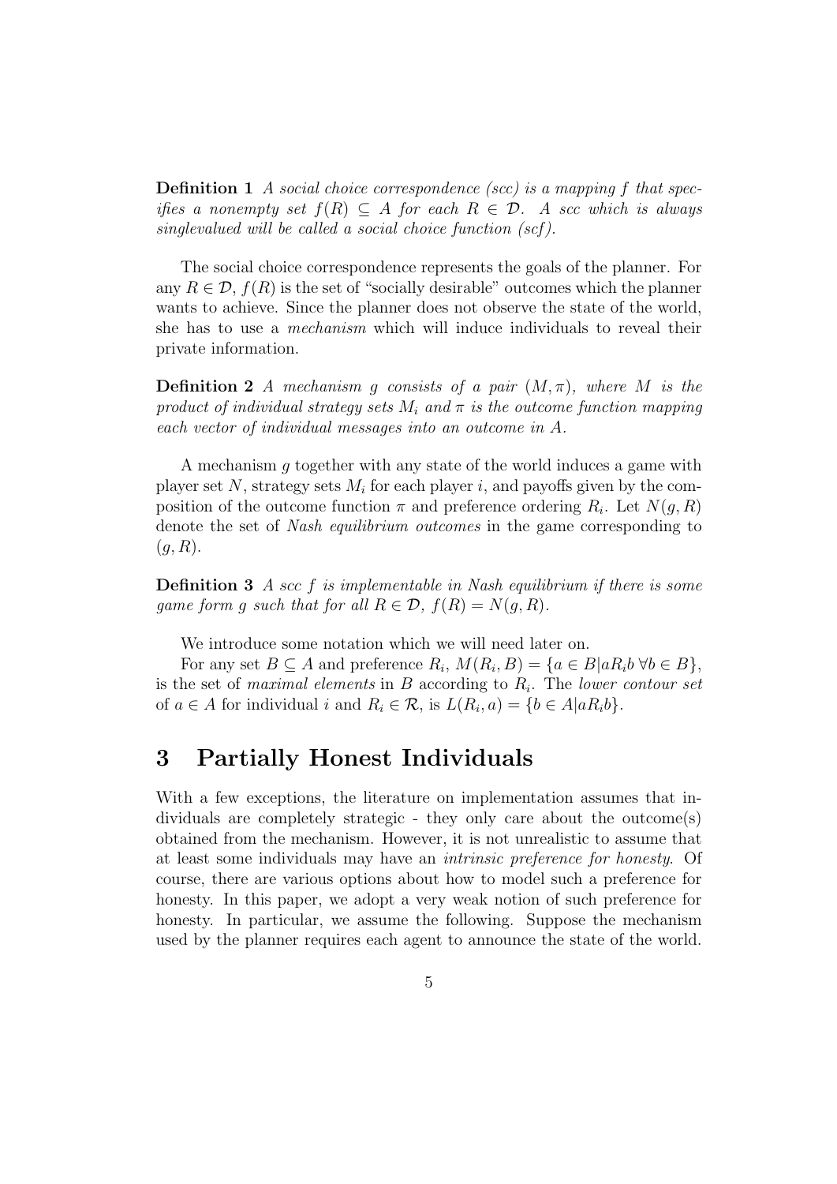**Definition 1** *A social choice correspondence (scc) is a mapping $f$ that specifies a nonempty set $f(R) \subseteq A$ for each $R \in \mathcal{D}$. A scc which is always singlevalued will be called a social choice function (scf).*

The social choice correspondence represents the goals of the planner. For any $R \in \mathcal{D}$, $f(R)$ is the set of "socially desirable" outcomes which the planner wants to achieve. Since the planner does not observe the state of the world, she has to use a *mechanism* which will induce individuals to reveal their private information.

**Definition 2** *A mechanism $g$ consists of a pair $(M, \pi)$, where $M$ is the product of individual strategy sets $M_i$ and $\pi$ is the outcome function mapping each vector of individual messages into an outcome in $A$.*

A mechanism $g$ together with any state of the world induces a game with player set $N$, strategy sets $M_i$ for each player $i$, and payoffs given by the composition of the outcome function $\pi$ and preference ordering $R_i$. Let $N(g, R)$ denote the set of *Nash equilibrium outcomes* in the game corresponding to $(g, R)$.

**Definition 3** *A scc $f$ is implementable in Nash equilibrium if there is some game form $g$ such that for all $R \in \mathcal{D}$, $f(R) = N(g, R)$.*

We introduce some notation which we will need later on.

For any set $B \subseteq A$ and preference $R_i$, $M(R_i, B) = \{a \in B | aR_ib \; \forall b \in B\}$, is the set of *maximal elements* in $B$ according to $R_i$. The *lower contour set* of $a \in A$ for individual $i$ and $R_i \in \mathcal{R}$, is $L(R_i, a) = \{b \in A | aR_ib\}$.

# 3 Partially Honest Individuals

With a few exceptions, the literature on implementation assumes that individuals are completely strategic - they only care about the outcome(s) obtained from the mechanism. However, it is not unrealistic to assume that at least some individuals may have an *intrinsic preference for honesty*. Of course, there are various options about how to model such a preference for honesty. In this paper, we adopt a very weak notion of such preference for honesty. In particular, we assume the following. Suppose the mechanism used by the planner requires each agent to announce the state of the world.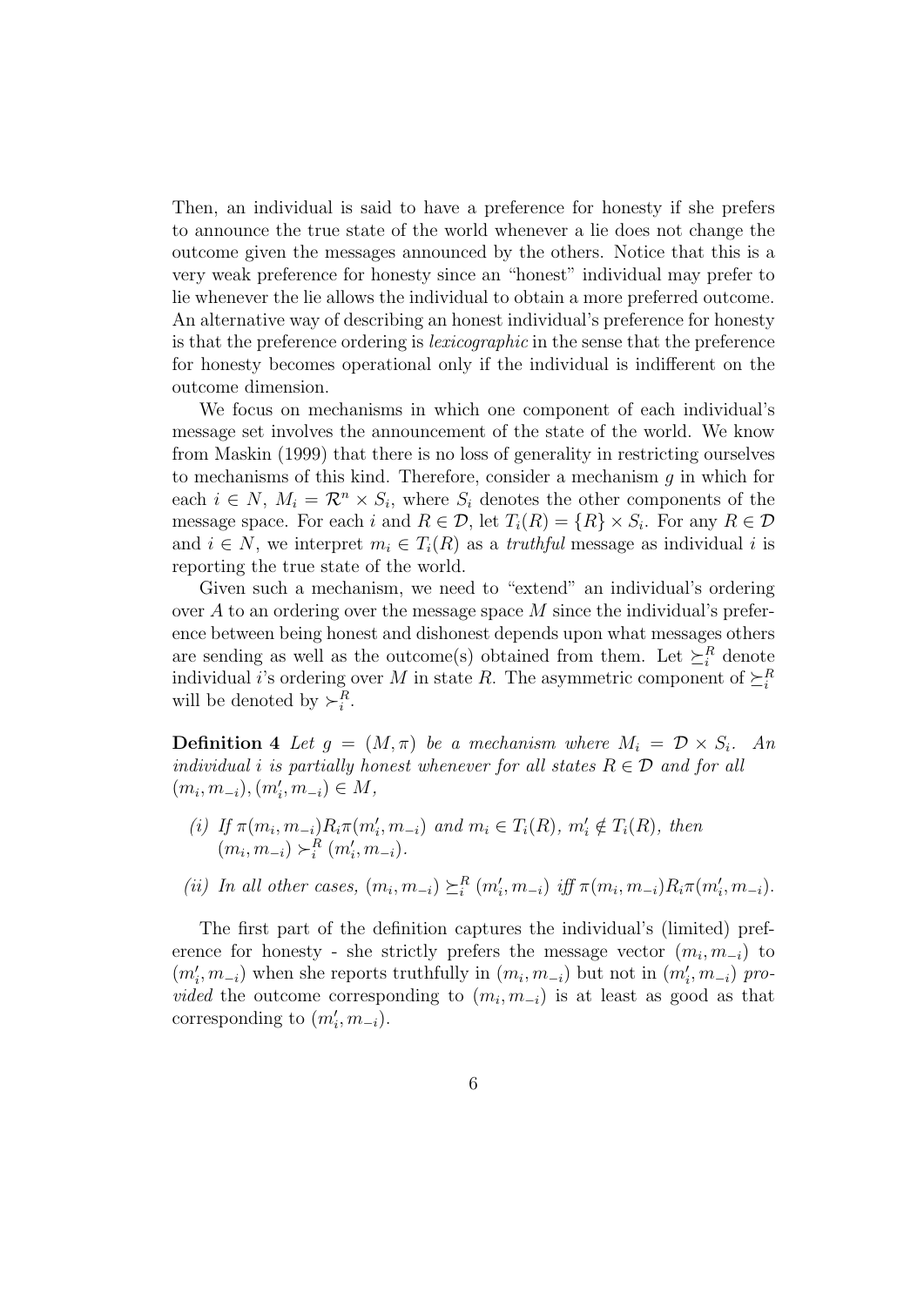Then, an individual is said to have a preference for honesty if she prefers to announce the true state of the world whenever a lie does not change the outcome given the messages announced by the others. Notice that this is a very weak preference for honesty since an "honest" individual may prefer to lie whenever the lie allows the individual to obtain a more preferred outcome. An alternative way of describing an honest individual's preference for honesty is that the preference ordering is *lexicographic* in the sense that the preference for honesty becomes operational only if the individual is indifferent on the outcome dimension.

We focus on mechanisms in which one component of each individual's message set involves the announcement of the state of the world. We know from Maskin (1999) that there is no loss of generality in restricting ourselves to mechanisms of this kind. Therefore, consider a mechanism $g$ in which for each $i \in N$, $M_i = \mathcal{R}^n \times S_i$, where $S_i$ denotes the other components of the message space. For each $i$ and $R \in \mathcal{D}$, let $T_i(R) = \{R\} \times S_i$. For any $R \in \mathcal{D}$ and $i \in N$, we interpret $m_i \in T_i(R)$ as a *truthful* message as individual $i$ is reporting the true state of the world.

Given such a mechanism, we need to "extend" an individual's ordering over $A$ to an ordering over the message space $M$ since the individual's preference between being honest and dishonest depends upon what messages others are sending as well as the outcome(s) obtained from them. Let $\succeq_i^R$ denote individual $i$'s ordering over $M$ in state $R$. The asymmetric component of $\succeq_i^R$ will be denoted by $\succ_i^R$.

**Definition 4** *Let $g = (M, \pi)$ be a mechanism where $M_i = \mathcal{D} \times S_i$. An individual $i$ is partially honest whenever for all states $R \in \mathcal{D}$ and for all $(m_i, m_{-i}), (m_i', m_{-i}) \in M$,*

*(i) If $\pi(m_i, m_{-i}) R_i \pi(m_i', m_{-i})$ and $m_i \in T_i(R)$, $m_i' \notin T_i(R)$, then $(m_i, m_{-i}) \succ_i^R (m_i', m_{-i})$.*

*(ii) In all other cases, $(m_i, m_{-i}) \succeq_i^R (m_i', m_{-i})$ iff $\pi(m_i, m_{-i}) R_i \pi(m_i', m_{-i})$.*

The first part of the definition captures the individual's (limited) preference for honesty - she strictly prefers the message vector $(m_i, m_{-i})$ to $(m_i', m_{-i})$ when she reports truthfully in $(m_i, m_{-i})$ but not in $(m_i', m_{-i})$ *provided* the outcome corresponding to $(m_i, m_{-i})$ is at least as good as that corresponding to $(m_i', m_{-i})$.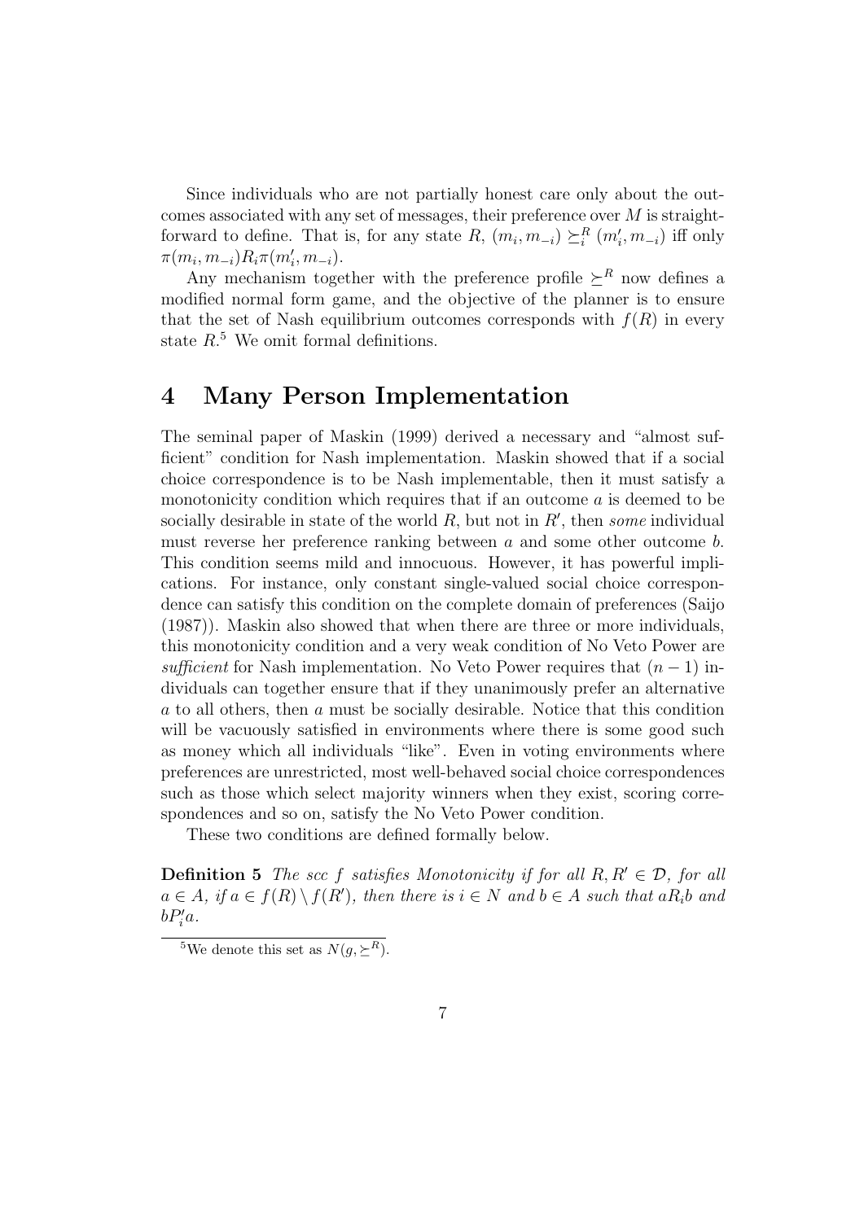Since individuals who are not partially honest care only about the outcomes associated with any set of messages, their preference over $M$ is straightforward to define. That is, for any state $R$, $(m_i, m_{-i}) \succeq_i^R (m'_i, m_{-i})$ iff only $\pi(m_i, m_{-i}) R_i \pi(m'_i, m_{-i})$.

Any mechanism together with the preference profile $\succeq^R$ now defines a modified normal form game, and the objective of the planner is to ensure that the set of Nash equilibrium outcomes corresponds with $f(R)$ in every state $R$.[5] We omit formal definitions.

# 4 Many Person Implementation

The seminal paper of Maskin (1999) derived a necessary and "almost sufficient" condition for Nash implementation. Maskin showed that if a social choice correspondence is to be Nash implementable, then it must satisfy a monotonicity condition which requires that if an outcome $a$ is deemed to be socially desirable in state of the world $R$, but not in $R'$, then *some* individual must reverse her preference ranking between $a$ and some other outcome $b$. This condition seems mild and innocuous. However, it has powerful implications. For instance, only constant single-valued social choice correspondence can satisfy this condition on the complete domain of preferences (Saijo (1987)). Maskin also showed that when there are three or more individuals, this monotonicity condition and a very weak condition of No Veto Power are *sufficient* for Nash implementation. No Veto Power requires that $(n-1)$ individuals can together ensure that if they unanimously prefer an alternative $a$ to all others, then $a$ must be socially desirable. Notice that this condition will be vacuously satisfied in environments where there is some good such as money which all individuals "like". Even in voting environments where preferences are unrestricted, most well-behaved social choice correspondences such as those which select majority winners when they exist, scoring correspondences and so on, satisfy the No Veto Power condition.

These two conditions are defined formally below.

**Definition 5** *The scc $f$ satisfies Monotonicity if for all $R, R' \in \mathcal{D}$, for all $a \in A$, if $a \in f(R) \setminus f(R')$, then there is $i \in N$ and $b \in A$ such that $aR_ib$ and $bP'_ia$.*

[5] We denote this set as $N(g, \succeq^R)$.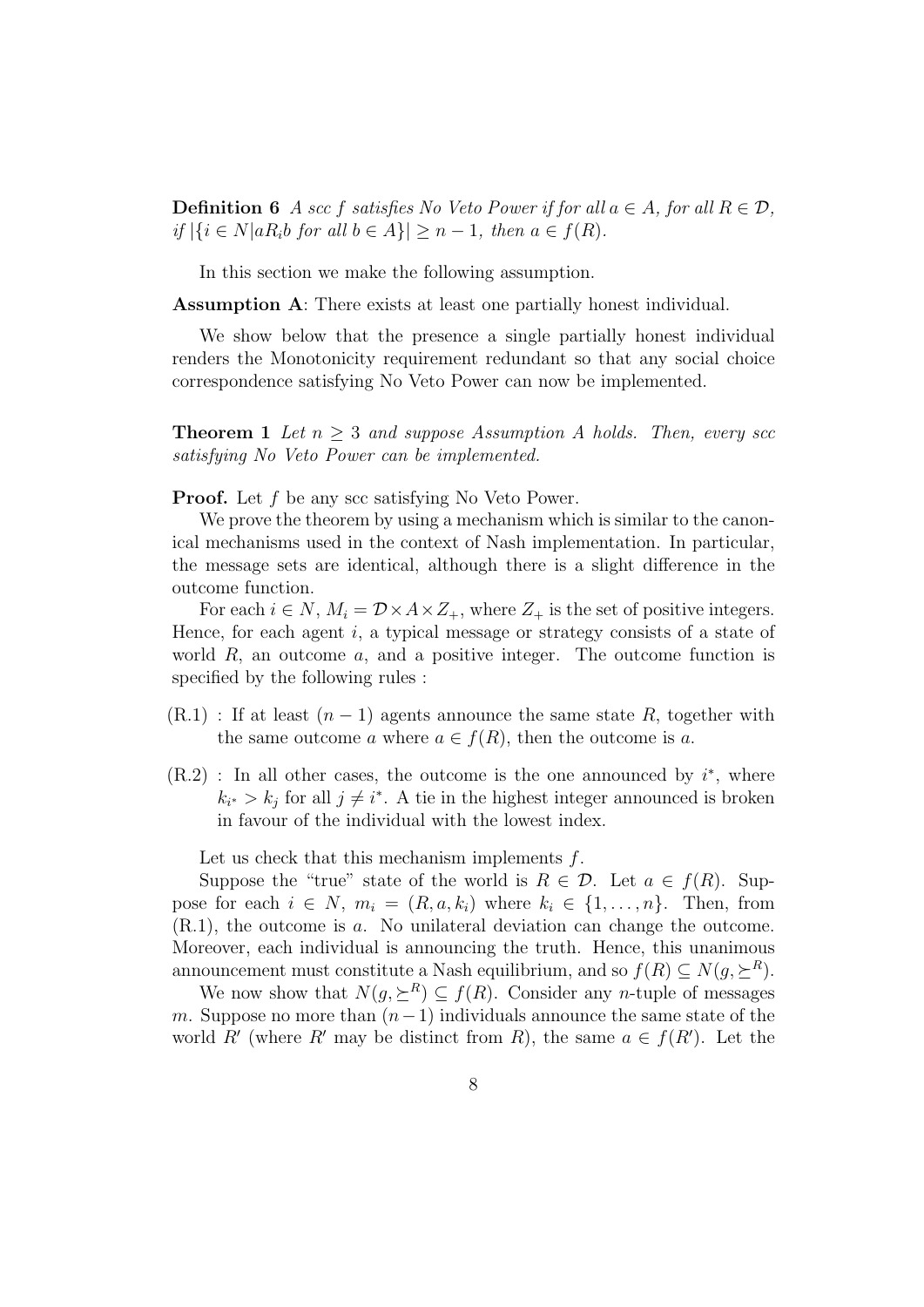**Definition 6** *A scc $f$ satisfies No Veto Power if for all $a \in A$, for all $R \in \mathcal{D}$, if $|\{i \in N | aR_i b \text{ for all } b \in A\}| \geq n-1$, then $a \in f(R)$.*

In this section we make the following assumption.

**Assumption A**: There exists at least one partially honest individual.

We show below that the presence a single partially honest individual renders the Monotonicity requirement redundant so that any social choice correspondence satisfying No Veto Power can now be implemented.

**Theorem 1** *Let $n \geq 3$ and suppose Assumption A holds. Then, every scc satisfying No Veto Power can be implemented.*

**Proof.** Let $f$ be any scc satisfying No Veto Power.

We prove the theorem by using a mechanism which is similar to the canonical mechanisms used in the context of Nash implementation. In particular, the message sets are identical, although there is a slight difference in the outcome function.

For each $i \in N$, $M_i = \mathcal{D} \times A \times Z_+$, where $Z_+$ is the set of positive integers. Hence, for each agent $i$, a typical message or strategy consists of a state of world $R$, an outcome $a$, and a positive integer. The outcome function is specified by the following rules :

- (R.1) : If at least $(n-1)$ agents announce the same state $R$, together with the same outcome $a$ where $a \in f(R)$, then the outcome is $a$.
- (R.2) : In all other cases, the outcome is the one announced by $i^*$, where $k_{i^*} > k_j$ for all $j \neq i^*$. A tie in the highest integer announced is broken in favour of the individual with the lowest index.

Let us check that this mechanism implements $f$.

Suppose the "true" state of the world is $R \in \mathcal{D}$. Let $a \in f(R)$. Suppose for each $i \in N$, $m_i = (R, a, k_i)$ where $k_i \in \{1, \ldots, n\}$. Then, from (R.1), the outcome is $a$. No unilateral deviation can change the outcome. Moreover, each individual is announcing the truth. Hence, this unanimous announcement must constitute a Nash equilibrium, and so $f(R) \subseteq N(g, \succeq^R)$.

We now show that $N(g, \succeq^R) \subseteq f(R)$. Consider any $n$-tuple of messages $m$. Suppose no more than $(n-1)$ individuals announce the same state of the world $R'$ (where $R'$ may be distinct from $R$), the same $a \in f(R')$. Let the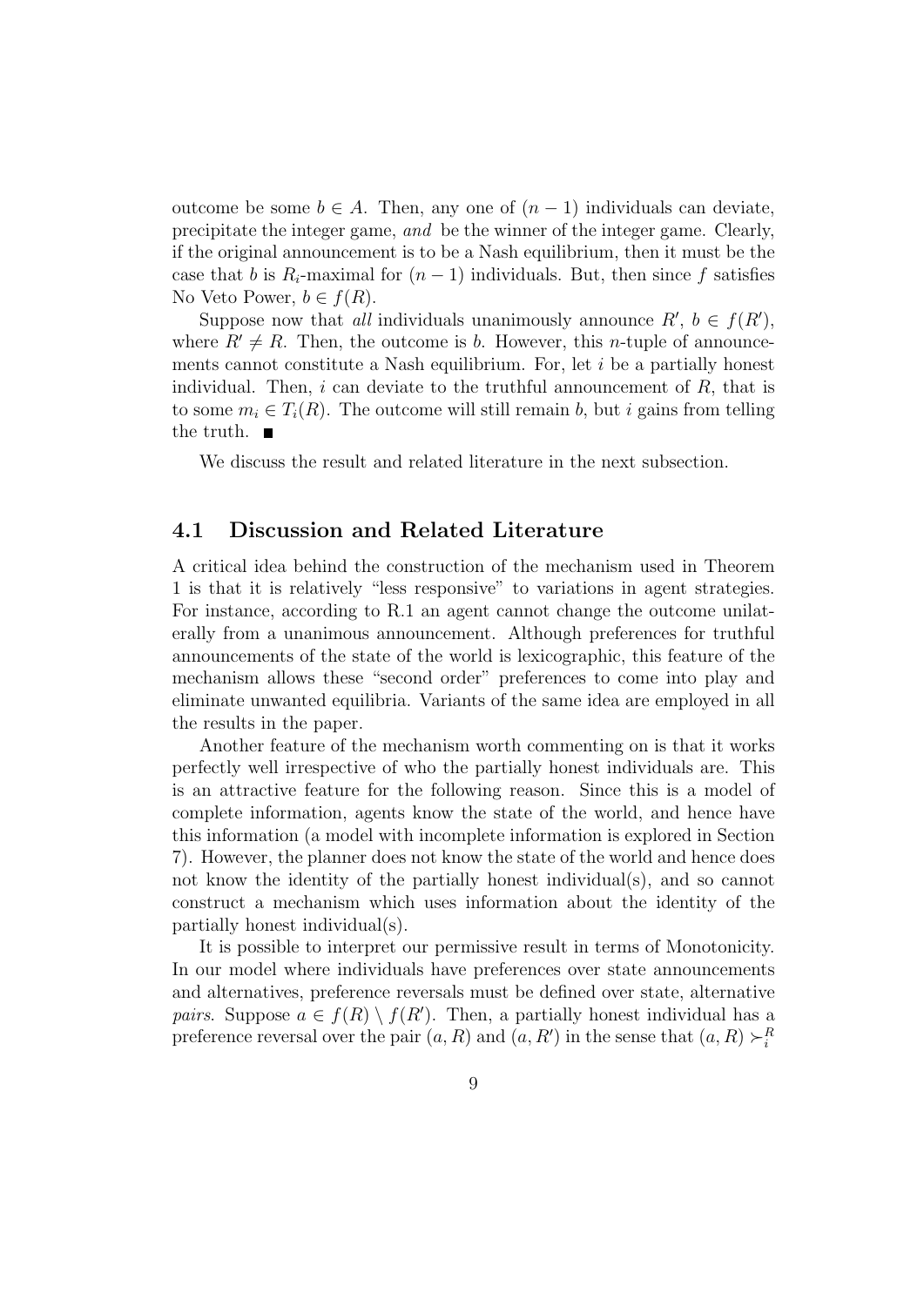outcome be some $b \in A$. Then, any one of $(n-1)$ individuals can deviate, precipitate the integer game, *and* be the winner of the integer game. Clearly, if the original announcement is to be a Nash equilibrium, then it must be the case that $b$ is $R_i$-maximal for $(n-1)$ individuals. But, then since $f$ satisfies No Veto Power, $b \in f(R)$.

Suppose now that *all* individuals unanimously announce $R'$, $b \in f(R')$, where $R' \neq R$. Then, the outcome is $b$. However, this $n$-tuple of announcements cannot constitute a Nash equilibrium. For, let $i$ be a partially honest individual. Then, $i$ can deviate to the truthful announcement of $R$, that is to some $m_i \in T_i(R)$. The outcome will still remain $b$, but $i$ gains from telling the truth. ■

We discuss the result and related literature in the next subsection.

## 4.1 Discussion and Related Literature

A critical idea behind the construction of the mechanism used in Theorem 1 is that it is relatively "less responsive" to variations in agent strategies. For instance, according to R.1 an agent cannot change the outcome unilaterally from a unanimous announcement. Although preferences for truthful announcements of the state of the world is lexicographic, this feature of the mechanism allows these "second order" preferences to come into play and eliminate unwanted equilibria. Variants of the same idea are employed in all the results in the paper.

Another feature of the mechanism worth commenting on is that it works perfectly well irrespective of who the partially honest individuals are. This is an attractive feature for the following reason. Since this is a model of complete information, agents know the state of the world, and hence have this information (a model with incomplete information is explored in Section 7). However, the planner does not know the state of the world and hence does not know the identity of the partially honest individual(s), and so cannot construct a mechanism which uses information about the identity of the partially honest individual(s).

It is possible to interpret our permissive result in terms of Monotonicity. In our model where individuals have preferences over state announcements and alternatives, preference reversals must be defined over state, alternative *pairs*. Suppose $a \in f(R) \setminus f(R')$. Then, a partially honest individual has a preference reversal over the pair $(a, R)$ and $(a, R')$ in the sense that $(a, R) \succ_i^R$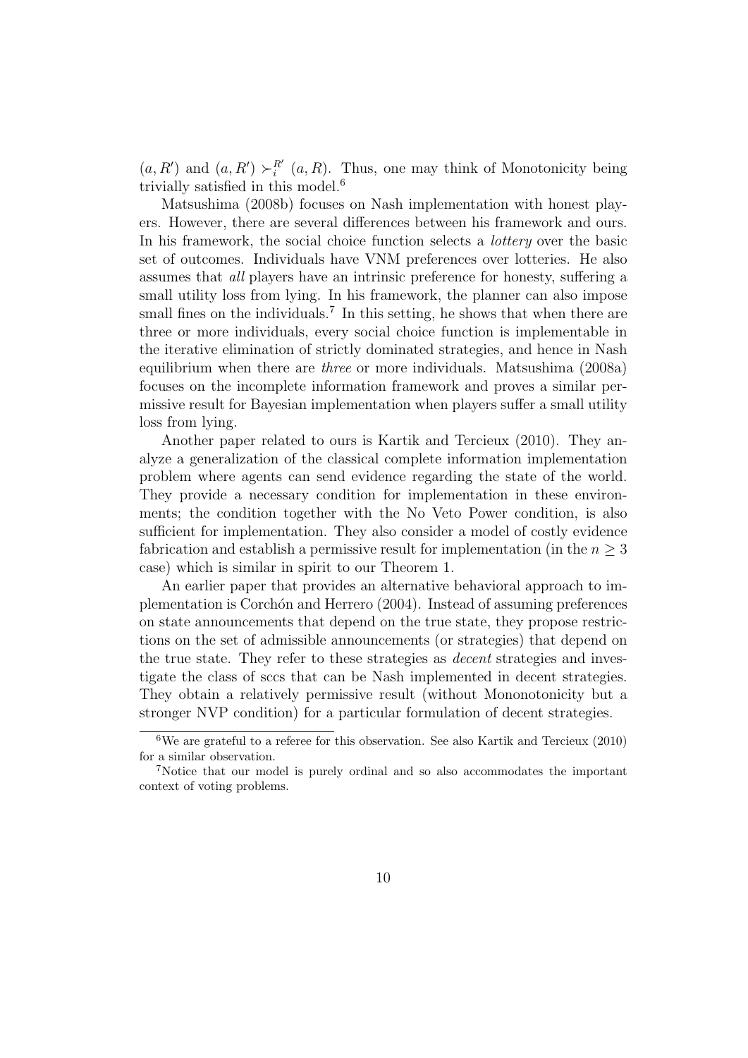$(a, R')$ and $(a, R') \succ_i^{R'} (a, R)$. Thus, one may think of Monotonicity being trivially satisfied in this model.[6]

Matsushima (2008b) focuses on Nash implementation with honest players. However, there are several differences between his framework and ours. In his framework, the social choice function selects a *lottery* over the basic set of outcomes. Individuals have VNM preferences over lotteries. He also assumes that *all* players have an intrinsic preference for honesty, suffering a small utility loss from lying. In his framework, the planner can also impose small fines on the individuals.[7] In this setting, he shows that when there are three or more individuals, every social choice function is implementable in the iterative elimination of strictly dominated strategies, and hence in Nash equilibrium when there are *three* or more individuals. Matsushima (2008a) focuses on the incomplete information framework and proves a similar permissive result for Bayesian implementation when players suffer a small utility loss from lying.

Another paper related to ours is Kartik and Tercieux (2010). They analyze a generalization of the classical complete information implementation problem where agents can send evidence regarding the state of the world. They provide a necessary condition for implementation in these environments; the condition together with the No Veto Power condition, is also sufficient for implementation. They also consider a model of costly evidence fabrication and establish a permissive result for implementation (in the $n \geq 3$ case) which is similar in spirit to our Theorem 1.

An earlier paper that provides an alternative behavioral approach to implementation is Corchón and Herrero (2004). Instead of assuming preferences on state announcements that depend on the true state, they propose restrictions on the set of admissible announcements (or strategies) that depend on the true state. They refer to these strategies as *decent* strategies and investigate the class of sccs that can be Nash implemented in decent strategies. They obtain a relatively permissive result (without Mononotonicity but a stronger NVP condition) for a particular formulation of decent strategies.

[6] We are grateful to a referee for this observation. See also Kartik and Tercieux (2010) for a similar observation.

[7] Notice that our model is purely ordinal and so also accommodates the important context of voting problems.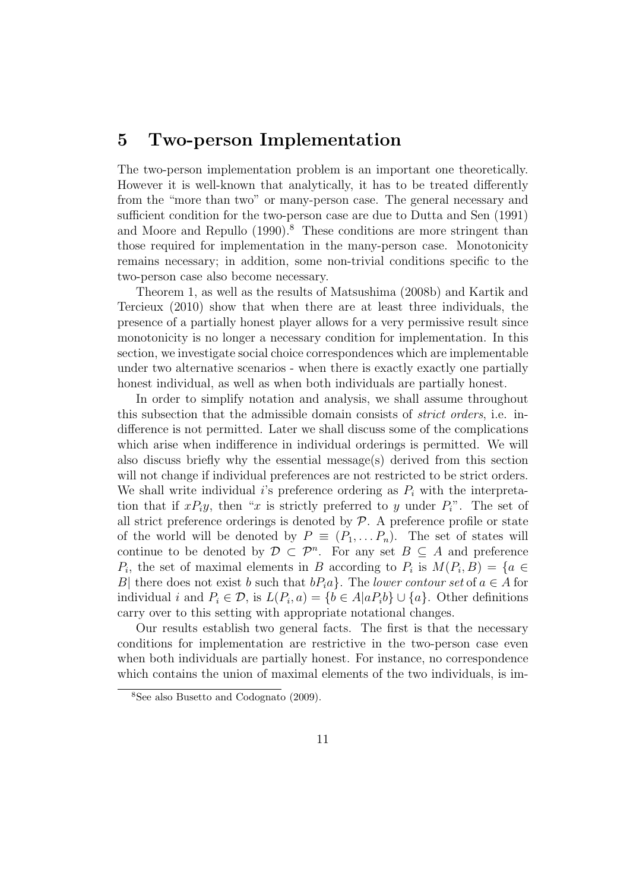## 5 Two-person Implementation

The two-person implementation problem is an important one theoretically. However it is well-known that analytically, it has to be treated differently from the "more than two" or many-person case. The general necessary and sufficient condition for the two-person case are due to Dutta and Sen (1991) and Moore and Repullo (1990).[8] These conditions are more stringent than those required for implementation in the many-person case. Monotonicity remains necessary; in addition, some non-trivial conditions specific to the two-person case also become necessary.

Theorem 1, as well as the results of Matsushima (2008b) and Kartik and Tercieux (2010) show that when there are at least three individuals, the presence of a partially honest player allows for a very permissive result since monotonicity is no longer a necessary condition for implementation. In this section, we investigate social choice correspondences which are implementable under two alternative scenarios - when there is exactly exactly one partially honest individual, as well as when both individuals are partially honest.

In order to simplify notation and analysis, we shall assume throughout this subsection that the admissible domain consists of *strict orders*, i.e. indifference is not permitted. Later we shall discuss some of the complications which arise when indifference in individual orderings is permitted. We will also discuss briefly why the essential message(s) derived from this section will not change if individual preferences are not restricted to be strict orders. We shall write individual $i$'s preference ordering as $P_i$ with the interpretation that if $xP_iy$, then "$x$ is strictly preferred to $y$ under $P_i$". The set of all strict preference orderings is denoted by $\mathcal{P}$. A preference profile or state of the world will be denoted by $P \equiv (P_1, \ldots P_n)$. The set of states will continue to be denoted by $\mathcal{D} \subset \mathcal{P}^n$. For any set $B \subseteq A$ and preference $P_i$, the set of maximal elements in $B$ according to $P_i$ is $M(P_i, B) = \{a \in B |$ there does not exist $b$ such that $bP_ia\}$. The *lower contour set* of $a \in A$ for individual $i$ and $P_i \in \mathcal{D}$, is $L(P_i, a) = \{b \in A | aP_ib\} \cup \{a\}$. Other definitions carry over to this setting with appropriate notational changes.

Our results establish two general facts. The first is that the necessary conditions for implementation are restrictive in the two-person case even when both individuals are partially honest. For instance, no correspondence which contains the union of maximal elements of the two individuals, is im-

[8] See also Busetto and Codognato (2009).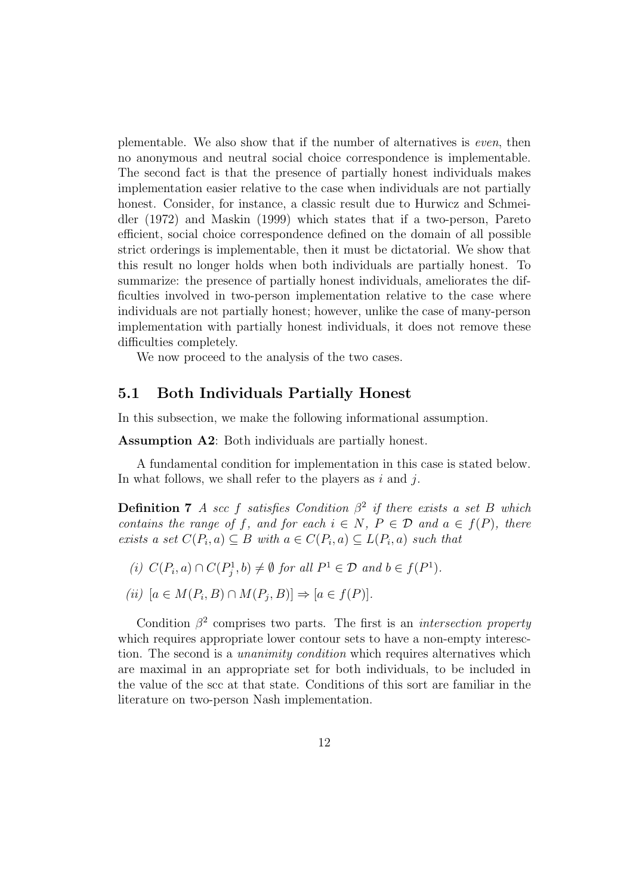plementable. We also show that if the number of alternatives is *even*, then no anonymous and neutral social choice correspondence is implementable. The second fact is that the presence of partially honest individuals makes implementation easier relative to the case when individuals are not partially honest. Consider, for instance, a classic result due to Hurwicz and Schmeidler (1972) and Maskin (1999) which states that if a two-person, Pareto efficient, social choice correspondence defined on the domain of all possible strict orderings is implementable, then it must be dictatorial. We show that this result no longer holds when both individuals are partially honest. To summarize: the presence of partially honest individuals, ameliorates the difficulties involved in two-person implementation relative to the case where individuals are not partially honest; however, unlike the case of many-person implementation with partially honest individuals, it does not remove these difficulties completely.

We now proceed to the analysis of the two cases.

## 5.1 Both Individuals Partially Honest

In this subsection, we make the following informational assumption.

**Assumption A2**: Both individuals are partially honest.

A fundamental condition for implementation in this case is stated below. In what follows, we shall refer to the players as $i$ and $j$.

**Definition 7** *A scc $f$ satisfies Condition $\beta^2$ if there exists a set $B$ which contains the range of $f$, and for each $i \in N$, $P \in \mathcal{D}$ and $a \in f(P)$, there exists a set $C(P_i, a) \subseteq B$ with $a \in C(P_i, a) \subseteq L(P_i, a)$ such that*

*(i)* $C(P_i, a) \cap C(P_j^1, b) \neq \emptyset$ *for all* $P^1 \in \mathcal{D}$ *and* $b \in f(P^1)$*.*

*(ii)* $[a \in M(P_i, B) \cap M(P_j, B)] \Rightarrow [a \in f(P)]$*.*

Condition $\beta^2$ comprises two parts. The first is an *intersection property* which requires appropriate lower contour sets to have a non-empty interesction. The second is a *unanimity condition* which requires alternatives which are maximal in an appropriate set for both individuals, to be included in the value of the scc at that state. Conditions of this sort are familiar in the literature on two-person Nash implementation.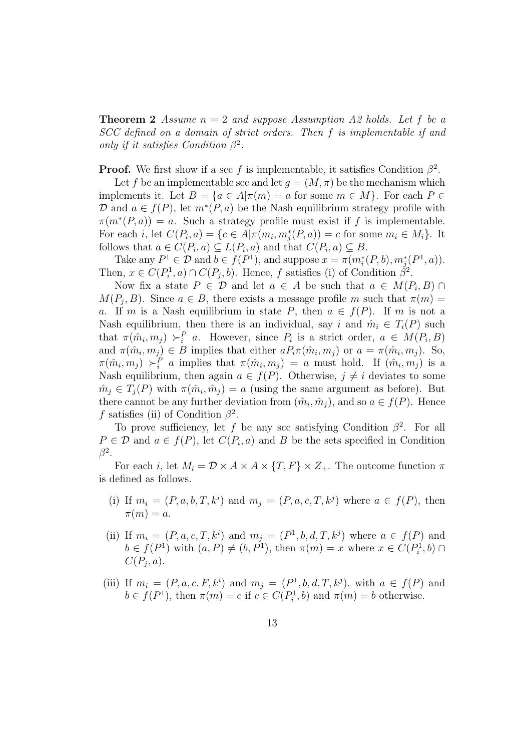**Theorem 2** *Assume $n = 2$ and suppose Assumption A2 holds. Let $f$ be a SCC defined on a domain of strict orders. Then $f$ is implementable if and only if it satisfies Condition $\beta^2$.*

**Proof.** We first show if a scc $f$ is implementable, it satisfies Condition $\beta^2$.

Let $f$ be an implementable scc and let $g = (M, \pi)$ be the mechanism which implements it. Let $B = \{a \in A | \pi(m) = a$ for some $m \in M\}$. For each $P \in \mathcal{D}$ and $a \in f(P)$, let $m^*(P, a)$ be the Nash equilibrium strategy profile with $\pi(m^*(P, a)) = a$. Such a strategy profile must exist if $f$ is implementable. For each $i$, let $C(P_i, a) = \{c \in A | \pi(m_i, m_j^*(P, a)) = c$ for some $m_i \in M_i\}$. It follows that $a \in C(P_i, a) \subseteq L(P_i, a)$ and that $C(P_i, a) \subseteq B$.

Take any $P^1 \in \mathcal{D}$ and $b \in f(P^1)$, and suppose $x = \pi(m_i^*(P, b), m_j^*(P^1, a))$. Then, $x \in C(P_i^1, a) \cap C(P_j, b)$. Hence, $f$ satisfies (i) of Condition $\beta^2$.

Now fix a state $P \in \mathcal{D}$ and let $a \in A$ be such that $a \in M(P_i, B) \cap M(P_j, B)$. Since $a \in B$, there exists a message profile $m$ such that $\pi(m) = a$. If $m$ is a Nash equilibrium in state $P$, then $a \in f(P)$. If $m$ is not a Nash equilibrium, then there is an individual, say $i$ and $\hat{m}_i \in T_i(P)$ such that $\pi(\hat{m}_i, m_j) \succ_i^P a$. However, since $P_i$ is a strict order, $a \in M(P_i, B)$ and $\pi(\hat{m}_i, m_j) \in B$ implies that either $aP_i\pi(\hat{m}_i, m_j)$ or $a = \pi(\hat{m}_i, m_j)$. So, $\pi(\hat{m}_i, m_j) \succ_i^P a$ implies that $\pi(\hat{m}_i, m_j) = a$ must hold. If $(\hat{m}_i, m_j)$ is a Nash equilibrium, then again $a \in f(P)$. Otherwise, $j \neq i$ deviates to some $\hat{m}_j \in T_j(P)$ with $\pi(\hat{m}_i, \hat{m}_j) = a$ (using the same argument as before). But there cannot be any further deviation from $(\hat{m}_i, \hat{m}_j)$, and so $a \in f(P)$. Hence $f$ satisfies (ii) of Condition $\beta^2$.

To prove sufficiency, let $f$ be any scc satisfying Condition $\beta^2$. For all $P \in \mathcal{D}$ and $a \in f(P)$, let $C(P_i, a)$ and $B$ be the sets specified in Condition $\beta^2$.

For each $i$, let $M_i = \mathcal{D} \times A \times A \times \{T, F\} \times Z_+$. The outcome function $\pi$ is defined as follows.

(i) If $m_i = (P, a, b, T, k^i)$ and $m_j = (P, a, c, T, k^j)$ where $a \in f(P)$, then $\pi(m) = a$.

(ii) If $m_i = (P, a, c, T, k^i)$ and $m_j = (P^1, b, d, T, k^j)$ where $a \in f(P)$ and $b \in f(P^1)$ with $(a, P) \neq (b, P^1)$, then $\pi(m) = x$ where $x \in C(P_i^1, b) \cap C(P_j, a)$.

(iii) If $m_i = (P, a, c, F, k^i)$ and $m_j = (P^1, b, d, T, k^j)$, with $a \in f(P)$ and $b \in f(P^1)$, then $\pi(m) = c$ if $c \in C(P_i^1, b)$ and $\pi(m) = b$ otherwise.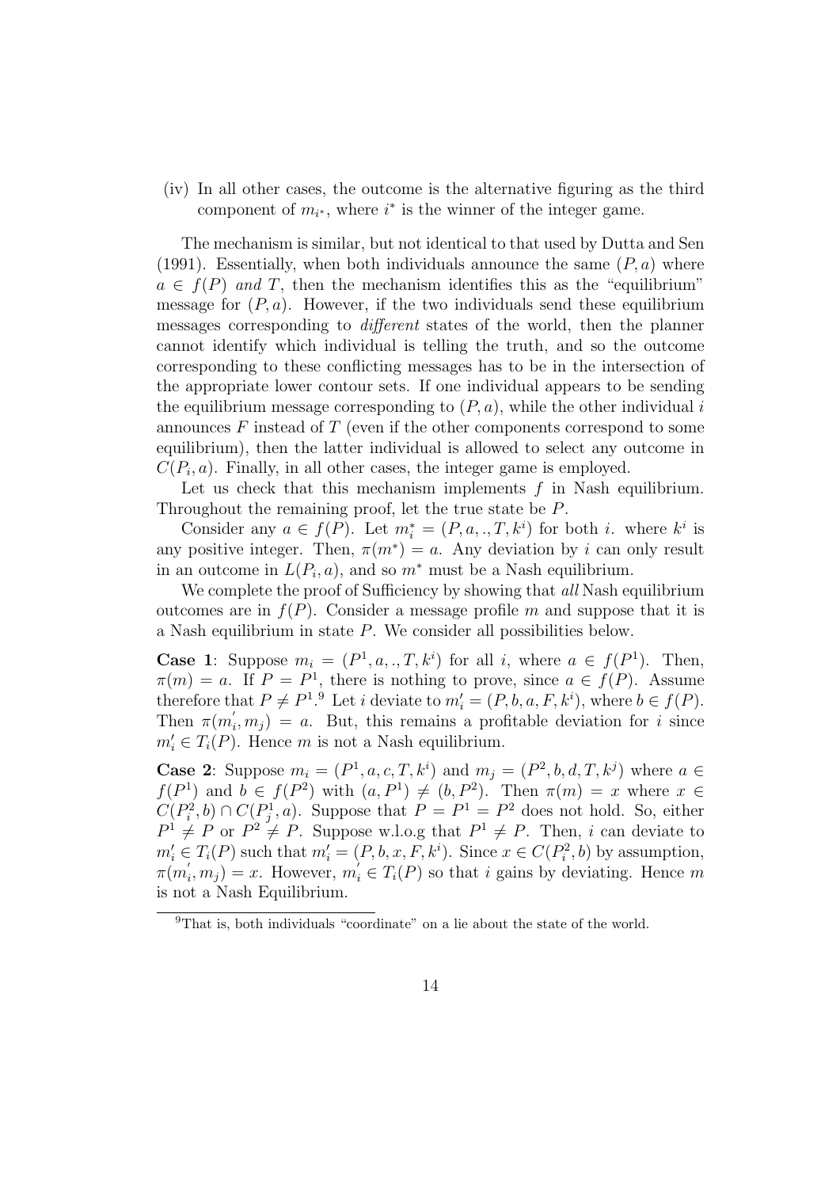(iv) In all other cases, the outcome is the alternative figuring as the third component of $m_{i^*}$, where $i^*$ is the winner of the integer game.

The mechanism is similar, but not identical to that used by Dutta and Sen (1991). Essentially, when both individuals announce the same $(P, a)$ where $a \in f(P)$ *and* $T$, then the mechanism identifies this as the "equilibrium" message for $(P, a)$. However, if the two individuals send these equilibrium messages corresponding to *different* states of the world, then the planner cannot identify which individual is telling the truth, and so the outcome corresponding to these conflicting messages has to be in the intersection of the appropriate lower contour sets. If one individual appears to be sending the equilibrium message corresponding to $(P, a)$, while the other individual $i$ announces $F$ instead of $T$ (even if the other components correspond to some equilibrium), then the latter individual is allowed to select any outcome in $C(P_i, a)$. Finally, in all other cases, the integer game is employed.

Let us check that this mechanism implements $f$ in Nash equilibrium. Throughout the remaining proof, let the true state be $P$.

Consider any $a \in f(P)$. Let $m_i^* = (P, a, ., T, k^i)$ for both $i$. where $k^i$ is any positive integer. Then, $\pi(m^*) = a$. Any deviation by $i$ can only result in an outcome in $L(P_i, a)$, and so $m^*$ must be a Nash equilibrium.

We complete the proof of Sufficiency by showing that *all* Nash equilibrium outcomes are in $f(P)$. Consider a message profile $m$ and suppose that it is a Nash equilibrium in state $P$. We consider all possibilities below.

**Case 1**: Suppose $m_i = (P^1, a, ., T, k^i)$ for all $i$, where $a \in f(P^1)$. Then, $\pi(m) = a$. If $P = P^1$, there is nothing to prove, since $a \in f(P)$. Assume therefore that $P \neq P^1$.[9] Let $i$ deviate to $m_i' = (P, b, a, F, k^i)$, where $b \in f(P)$. Then $\pi(m_i', m_j) = a$. But, this remains a profitable deviation for $i$ since $m_i' \in T_i(P)$. Hence $m$ is not a Nash equilibrium.

**Case 2**: Suppose $m_i = (P^1, a, c, T, k^i)$ and $m_j = (P^2, b, d, T, k^j)$ where $a \in f(P^1)$ and $b \in f(P^2)$ with $(a, P^1) \neq (b, P^2)$. Then $\pi(m) = x$ where $x \in C(P_i^2, b) \cap C(P_j^1, a)$. Suppose that $P = P^1 = P^2$ does not hold. So, either $P^1 \neq P$ or $P^2 \neq P$. Suppose w.l.o.g that $P^1 \neq P$. Then, $i$ can deviate to $m_i' \in T_i(P)$ such that $m_i' = (P, b, x, F, k^i)$. Since $x \in C(P_i^2, b)$ by assumption, $\pi(m_i', m_j) = x$. However, $m_i' \in T_i(P)$ so that $i$ gains by deviating. Hence $m$ is not a Nash Equilibrium.

[9] That is, both individuals "coordinate" on a lie about the state of the world.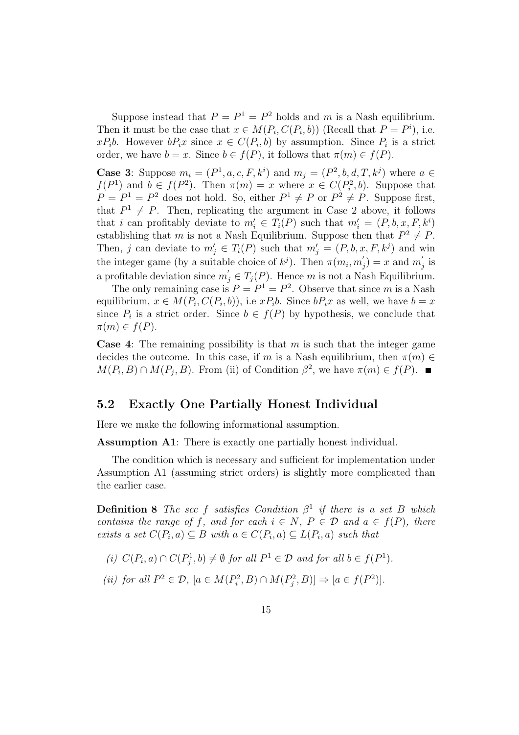Suppose instead that $P = P^1 = P^2$ holds and $m$ is a Nash equilibrium. Then it must be the case that $x \in M(P_i, C(P_i, b))$ (Recall that $P = P^i$), i.e. $xP_ib$. However $bP_ix$ since $x \in C(P_i, b)$ by assumption. Since $P_i$ is a strict order, we have $b = x$. Since $b \in f(P)$, it follows that $\pi(m) \in f(P)$.

**Case 3**: Suppose $m_i = (P^1, a, c, F, k^i)$ and $m_j = (P^2, b, d, T, k^j)$ where $a \in f(P^1)$ and $b \in f(P^2)$. Then $\pi(m) = x$ where $x \in C(P_i^2, b)$. Suppose that $P = P^1 = P^2$ does not hold. So, either $P^1 \neq P$ or $P^2 \neq P$. Suppose first, that $P^1 \neq P$. Then, replicating the argument in Case 2 above, it follows that $i$ can profitably deviate to $m_i' \in T_i(P)$ such that $m_i' = (P, b, x, F, k^i)$ establishing that $m$ is not a Nash Equilibrium. Suppose then that $P^2 \neq P$. Then, $j$ can deviate to $m_j' \in T_j(P)$ such that $m_j' = (P, b, x, F, k^j)$ and win the integer game (by a suitable choice of $k^j$). Then $\pi(m_i, m_j') = x$ and $m_j'$ is a profitable deviation since $m_j' \in T_j(P)$. Hence $m$ is not a Nash Equilibrium.

The only remaining case is $P = P^1 = P^2$. Observe that since $m$ is a Nash equilibrium, $x \in M(P_i, C(P_i, b))$, i.e $xP_ib$. Since $bP_ix$ as well, we have $b = x$ since $P_i$ is a strict order. Since $b \in f(P)$ by hypothesis, we conclude that $\pi(m) \in f(P)$.

**Case 4**: The remaining possibility is that $m$ is such that the integer game decides the outcome. In this case, if $m$ is a Nash equilibrium, then $\pi(m) \in M(P_i, B) \cap M(P_j, B)$. From (ii) of Condition $\beta^2$, we have $\pi(m) \in f(P)$. ∎

## 5.2 Exactly One Partially Honest Individual

Here we make the following informational assumption.

**Assumption A1**: There is exactly one partially honest individual.

The condition which is necessary and sufficient for implementation under Assumption A1 (assuming strict orders) is slightly more complicated than the earlier case.

**Definition 8** *The scc $f$ satisfies Condition $\beta^1$ if there is a set $B$ which contains the range of $f$, and for each $i \in N$, $P \in \mathcal{D}$ and $a \in f(P)$, there exists a set $C(P_i, a) \subseteq B$ with $a \in C(P_i, a) \subseteq L(P_i, a)$ such that*

*(i) $C(P_i, a) \cap C(P_j^1, b) \neq \emptyset$ for all $P^1 \in \mathcal{D}$ and for all $b \in f(P^1)$.*

*(ii) for all $P^2 \in \mathcal{D}$, $[a \in M(P_i^2, B) \cap M(P_j^2, B)] \Rightarrow [a \in f(P^2)]$.*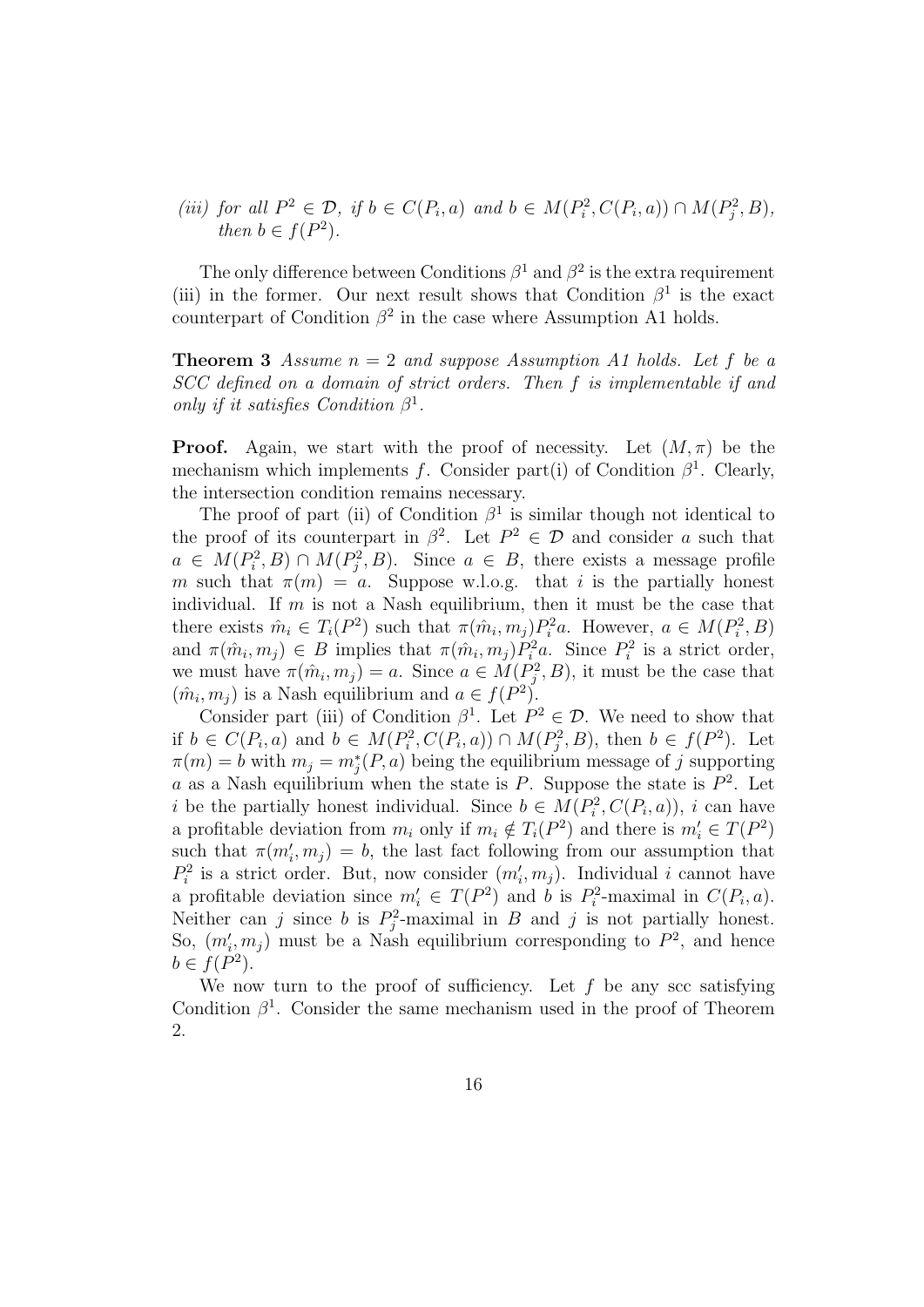*(iii) for all $P^2 \in \mathcal{D}$, if $b \in C(P_i, a)$ and $b \in M(P_i^2, C(P_i, a)) \cap M(P_j^2, B)$, then $b \in f(P^2)$.*

The only difference between Conditions $\beta^1$ and $\beta^2$ is the extra requirement (iii) in the former. Our next result shows that Condition $\beta^1$ is the exact counterpart of Condition $\beta^2$ in the case where Assumption A1 holds.

**Theorem 3** *Assume $n = 2$ and suppose Assumption A1 holds. Let $f$ be a SCC defined on a domain of strict orders. Then $f$ is implementable if and only if it satisfies Condition $\beta^1$.*

**Proof.** Again, we start with the proof of necessity. Let $(M, \pi)$ be the mechanism which implements $f$. Consider part(i) of Condition $\beta^1$. Clearly, the intersection condition remains necessary.

The proof of part (ii) of Condition $\beta^1$ is similar though not identical to the proof of its counterpart in $\beta^2$. Let $P^2 \in \mathcal{D}$ and consider $a$ such that $a \in M(P_i^2, B) \cap M(P_j^2, B)$. Since $a \in B$, there exists a message profile $m$ such that $\pi(m) = a$. Suppose w.l.o.g. that $i$ is the partially honest individual. If $m$ is not a Nash equilibrium, then it must be the case that there exists $\hat{m}_i \in T_i(P^2)$ such that $\pi(\hat{m}_i, m_j) P_i^2 a$. However, $a \in M(P_i^2, B)$ and $\pi(\hat{m}_i, m_j) \in B$ implies that $\pi(\hat{m}_i, m_j) \bar{P}_i^2 a$. Since $P_i^2$ is a strict order, we must have $\pi(\hat{m}_i, m_j) = a$. Since $a \in M(P_j^2, B)$, it must be the case that $(\hat{m}_i, m_j)$ is a Nash equilibrium and $a \in f(P^2)$.

Consider part (iii) of Condition $\beta^1$. Let $P^2 \in \mathcal{D}$. We need to show that if $b \in C(P_i, a)$ and $b \in M(P_i^2, C(P_i, a)) \cap M(P_j^2, B)$, then $b \in f(P^2)$. Let $\pi(m) = b$ with $m_j = m_j^*(P, a)$ being the equilibrium message of $j$ supporting $a$ as a Nash equilibrium when the state is $P$. Suppose the state is $P^2$. Let $i$ be the partially honest individual. Since $b \in M(P_i^2, C(P_i, a))$, $i$ can have a profitable deviation from $m_i$ only if $m_i \notin T_i(P^2)$ and there is $m_i' \in T(P^2)$ such that $\pi(m_i', m_j) = b$, the last fact following from our assumption that $P_i^2$ is a strict order. But, now consider $(m_i', m_j)$. Individual $i$ cannot have a profitable deviation since $m_i' \in T(P^2)$ and $b$ is $P_i^2$-maximal in $C(P_i, a)$. Neither can $j$ since $b$ is $P_j^2$-maximal in $B$ and $j$ is not partially honest. So, $(m_i', m_j)$ must be a Nash equilibrium corresponding to $P^2$, and hence $b \in f(P^2)$.

We now turn to the proof of sufficiency. Let $f$ be any scc satisfying Condition $\beta^1$. Consider the same mechanism used in the proof of Theorem 2.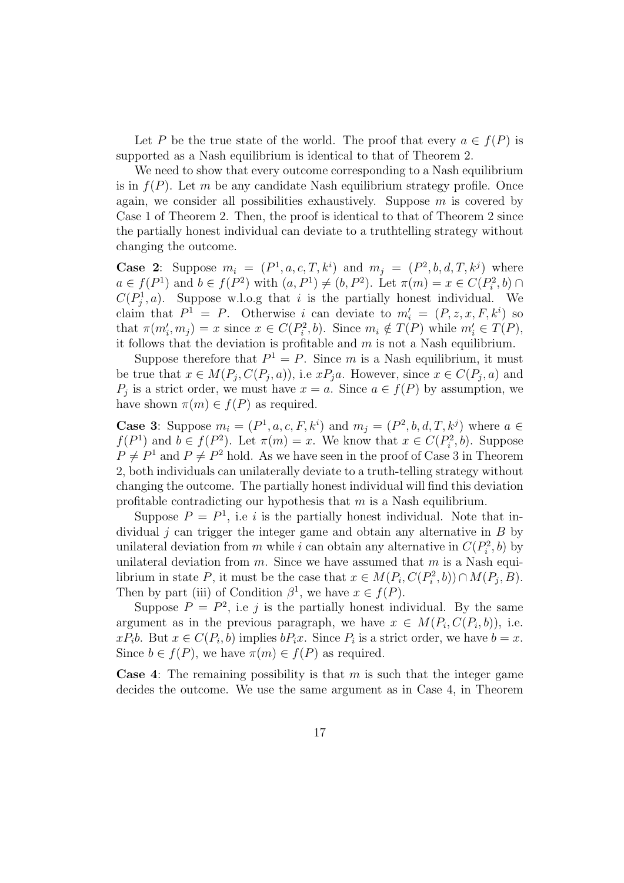Let $P$ be the true state of the world. The proof that every $a \in f(P)$ is supported as a Nash equilibrium is identical to that of Theorem 2.

We need to show that every outcome corresponding to a Nash equilibrium is in $f(P)$. Let $m$ be any candidate Nash equilibrium strategy profile. Once again, we consider all possibilities exhaustively. Suppose $m$ is covered by Case 1 of Theorem 2. Then, the proof is identical to that of Theorem 2 since the partially honest individual can deviate to a truthtelling strategy without changing the outcome.

**Case 2**: Suppose $m_i = (P^1, a, c, T, k^i)$ and $m_j = (P^2, b, d, T, k^j)$ where $a \in f(P^1)$ and $b \in f(P^2)$ with $(a, P^1) \neq (b, P^2)$. Let $\pi(m) = x \in C(P_i^2, b) \cap C(P_j^1, a)$. Suppose w.l.o.g that $i$ is the partially honest individual. We claim that $P^1 = P$. Otherwise $i$ can deviate to $m_i' = (P, z, x, F, k^i)$ so that $\pi(m_i', m_j) = x$ since $x \in C(P_i^2, b)$. Since $m_i \notin T(P)$ while $m_i' \in T(P)$, it follows that the deviation is profitable and $m$ is not a Nash equilibrium.

Suppose therefore that $P^1 = P$. Since $m$ is a Nash equilibrium, it must be true that $x \in M(P_j, C(P_j, a))$, i.e $x P_j a$. However, since $x \in C(P_j, a)$ and $P_j$ is a strict order, we must have $x = a$. Since $a \in f(P)$ by assumption, we have shown $\pi(m) \in f(P)$ as required.

**Case 3**: Suppose $m_i = (P^1, a, c, F, k^i)$ and $m_j = (P^2, b, d, T, k^j)$ where $a \in f(P^1)$ and $b \in f(P^2)$. Let $\pi(m) = x$. We know that $x \in C(P_i^2, b)$. Suppose $P \neq P^1$ and $P \neq P^2$ hold. As we have seen in the proof of Case 3 in Theorem 2, both individuals can unilaterally deviate to a truth-telling strategy without changing the outcome. The partially honest individual will find this deviation profitable contradicting our hypothesis that $m$ is a Nash equilibrium.

Suppose $P = P^1$, i.e $i$ is the partially honest individual. Note that individual $j$ can trigger the integer game and obtain any alternative in $B$ by unilateral deviation from $m$ while $i$ can obtain any alternative in $C(P_i^2, b)$ by unilateral deviation from $m$. Since we have assumed that $m$ is a Nash equilibrium in state $P$, it must be the case that $x \in M(P_i, C(P_i^2, b)) \cap M(P_j, B)$. Then by part (iii) of Condition $\beta^1$, we have $x \in f(P)$.

Suppose $P = P^2$, i.e $j$ is the partially honest individual. By the same argument as in the previous paragraph, we have $x \in M(P_i, C(P_i, b))$, i.e. $x P_i b$. But $x \in C(P_i, b)$ implies $b P_i x$. Since $P_i$ is a strict order, we have $b = x$. Since $b \in f(P)$, we have $\pi(m) \in f(P)$ as required.

**Case 4**: The remaining possibility is that $m$ is such that the integer game decides the outcome. We use the same argument as in Case 4, in Theorem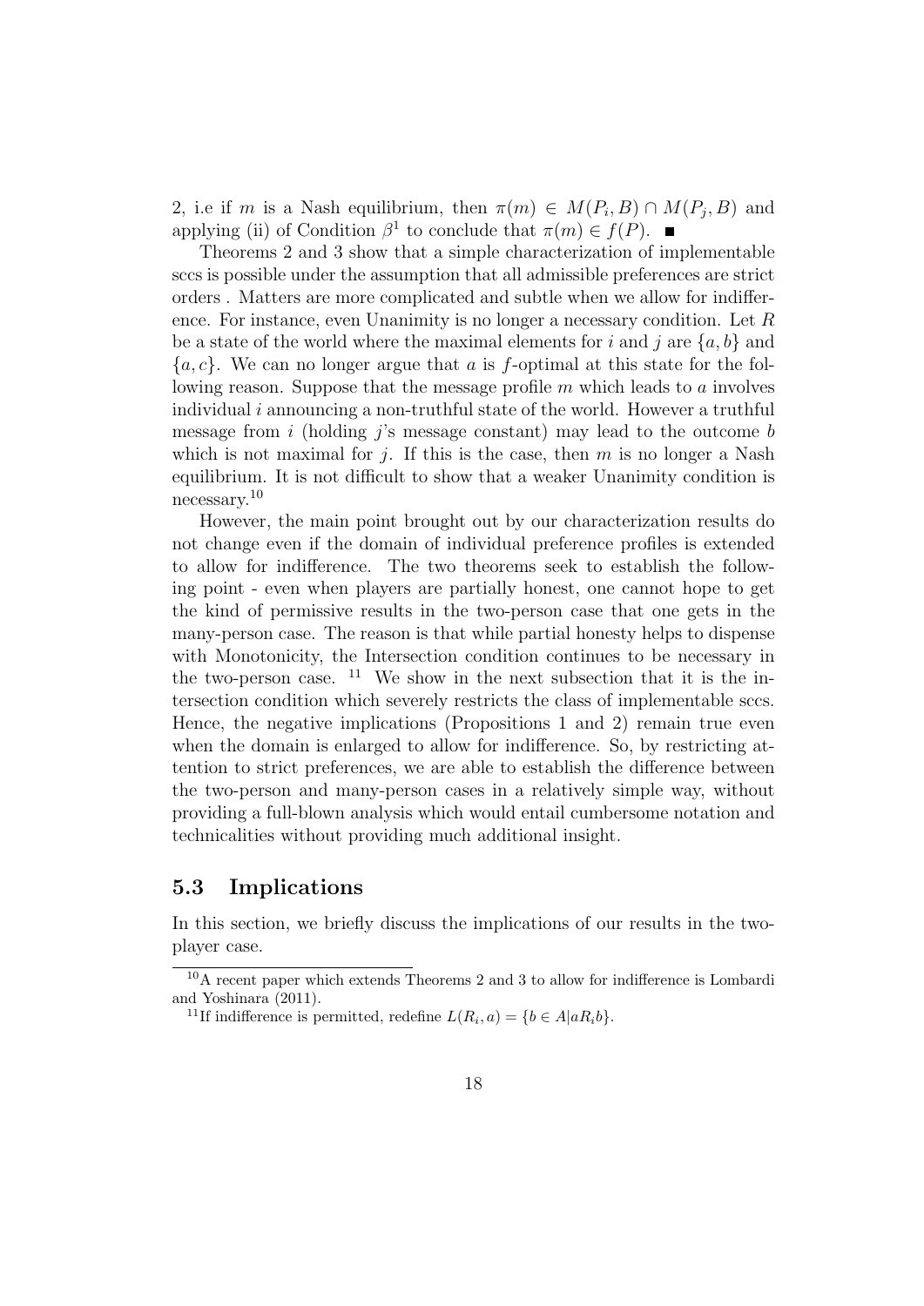2, i.e if $m$ is a Nash equilibrium, then $\pi(m) \in M(P_i, B) \cap M(P_j, B)$ and applying (ii) of Condition $\beta^1$ to conclude that $\pi(m) \in f(P)$. ■

Theorems 2 and 3 show that a simple characterization of implementable sccs is possible under the assumption that all admissible preferences are strict orders . Matters are more complicated and subtle when we allow for indifference. For instance, even Unanimity is no longer a necessary condition. Let $R$ be a state of the world where the maximal elements for $i$ and $j$ are $\{a, b\}$ and $\{a, c\}$. We can no longer argue that $a$ is $f$-optimal at this state for the following reason. Suppose that the message profile $m$ which leads to $a$ involves individual $i$ announcing a non-truthful state of the world. However a truthful message from $i$ (holding $j$'s message constant) may lead to the outcome $b$ which is not maximal for $j$. If this is the case, then $m$ is no longer a Nash equilibrium. It is not difficult to show that a weaker Unanimity condition is necessary.[10]

However, the main point brought out by our characterization results do not change even if the domain of individual preference profiles is extended to allow for indifference. The two theorems seek to establish the following point - even when players are partially honest, one cannot hope to get the kind of permissive results in the two-person case that one gets in the many-person case. The reason is that while partial honesty helps to dispense with Monotonicity, the Intersection condition continues to be necessary in the two-person case. [11] We show in the next subsection that it is the intersection condition which severely restricts the class of implementable sccs. Hence, the negative implications (Propositions 1 and 2) remain true even when the domain is enlarged to allow for indifference. So, by restricting attention to strict preferences, we are able to establish the difference between the two-person and many-person cases in a relatively simple way, without providing a full-blown analysis which would entail cumbersome notation and technicalities without providing much additional insight.

### 5.3 Implications

In this section, we briefly discuss the implications of our results in the two-player case.

[10] A recent paper which extends Theorems 2 and 3 to allow for indifference is Lombardi and Yoshinara (2011).

[11] If indifference is permitted, redefine $L(R_i, a) = \{b \in A | aR_ib\}$.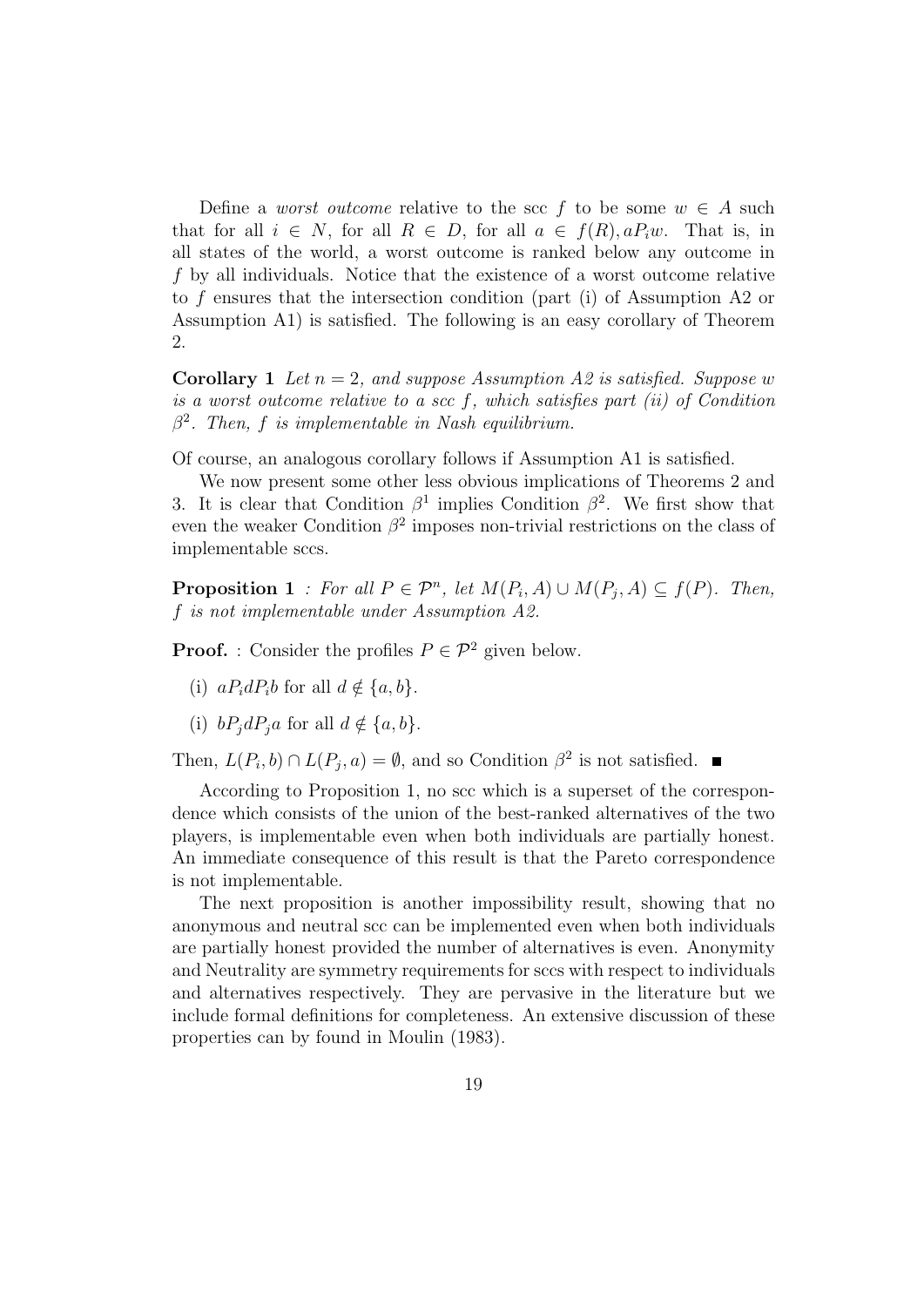Define a *worst outcome* relative to the scc $f$ to be some $w \in A$ such that for all $i \in N$, for all $R \in D$, for all $a \in f(R), aP_iw$. That is, in all states of the world, a worst outcome is ranked below any outcome in $f$ by all individuals. Notice that the existence of a worst outcome relative to $f$ ensures that the intersection condition (part (i) of Assumption A2 or Assumption A1) is satisfied. The following is an easy corollary of Theorem 2.

**Corollary 1** *Let $n = 2$, and suppose Assumption A2 is satisfied. Suppose $w$ is a worst outcome relative to a scc $f$, which satisfies part (ii) of Condition $\beta^2$. Then, $f$ is implementable in Nash equilibrium.*

Of course, an analogous corollary follows if Assumption A1 is satisfied.

We now present some other less obvious implications of Theorems 2 and 3. It is clear that Condition $\beta^1$ implies Condition $\beta^2$. We first show that even the weaker Condition $\beta^2$ imposes non-trivial restrictions on the class of implementable sccs.

**Proposition 1** *: For all $P \in \mathcal{P}^n$, let $M(P_i, A) \cup M(P_j, A) \subseteq f(P)$. Then, $f$ is not implementable under Assumption A2.*

**Proof.** : Consider the profiles $P \in \mathcal{P}^2$ given below.

(i) $aP_idP_ib$ for all $d \notin \{a, b\}$.

(i) $bP_jdP_ja$ for all $d \notin \{a, b\}$.

Then, $L(P_i, b) \cap L(P_j, a) = \emptyset$, and so Condition $\beta^2$ is not satisfied. ■

According to Proposition 1, no scc which is a superset of the correspondence which consists of the union of the best-ranked alternatives of the two players, is implementable even when both individuals are partially honest. An immediate consequence of this result is that the Pareto correspondence is not implementable.

The next proposition is another impossibility result, showing that no anonymous and neutral scc can be implemented even when both individuals are partially honest provided the number of alternatives is even. Anonymity and Neutrality are symmetry requirements for sccs with respect to individuals and alternatives respectively. They are pervasive in the literature but we include formal definitions for completeness. An extensive discussion of these properties can by found in Moulin (1983).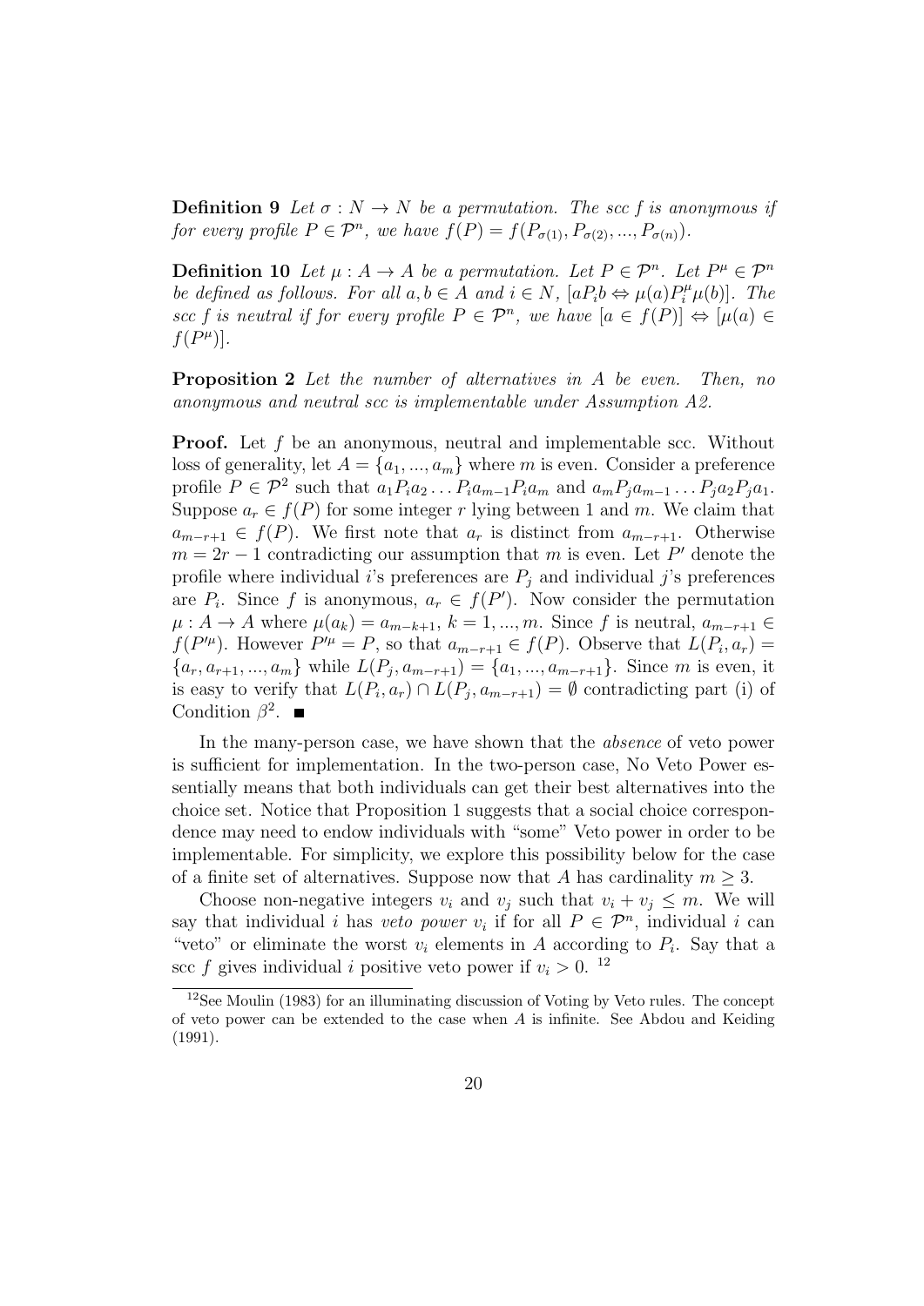**Definition 9** *Let $\sigma : N \to N$ be a permutation. The scc $f$ is anonymous if for every profile $P \in \mathcal{P}^n$, we have $f(P) = f(P_{\sigma(1)}, P_{\sigma(2)}, ..., P_{\sigma(n)})$.*

**Definition 10** *Let $\mu : A \to A$ be a permutation. Let $P \in \mathcal{P}^n$. Let $P^\mu \in \mathcal{P}^n$ be defined as follows. For all $a, b \in A$ and $i \in N$, $[aP_ib \Leftrightarrow \mu(a)P_i^\mu \mu(b)]$. The scc $f$ is neutral if for every profile $P \in \mathcal{P}^n$, we have $[a \in f(P)] \Leftrightarrow [\mu(a) \in f(P^\mu)]$.*

**Proposition 2** *Let the number of alternatives in $A$ be even. Then, no anonymous and neutral scc is implementable under Assumption A2.*

**Proof.** Let $f$ be an anonymous, neutral and implementable scc. Without loss of generality, let $A = \{a_1, ..., a_m\}$ where $m$ is even. Consider a preference profile $P \in \mathcal{P}^2$ such that $a_1P_ia_2 \dots P_ia_{m-1}P_ia_m$ and $a_mP_ja_{m-1} \dots P_ja_2P_ja_1$. Suppose $a_r \in f(P)$ for some integer $r$ lying between 1 and $m$. We claim that $a_{m-r+1} \in f(P)$. We first note that $a_r$ is distinct from $a_{m-r+1}$. Otherwise $m = 2r - 1$ contradicting our assumption that $m$ is even. Let $P'$ denote the profile where individual $i$'s preferences are $P_j$ and individual $j$'s preferences are $P_i$. Since $f$ is anonymous, $a_r \in f(P')$. Now consider the permutation $\mu : A \to A$ where $\mu(a_k) = a_{m-k+1}$, $k = 1, ..., m$. Since $f$ is neutral, $a_{m-r+1} \in f(P'^\mu)$. However $P'^\mu = P$, so that $a_{m-r+1} \in f(P)$. Observe that $L(P_i, a_r) = \{a_r, a_{r+1}, ..., a_m\}$ while $L(P_j, a_{m-r+1}) = \{a_1, ..., a_{m-r+1}\}$. Since $m$ is even, it is easy to verify that $L(P_i, a_r) \cap L(P_j, a_{m-r+1}) = \emptyset$ contradicting part (i) of Condition $\beta^2$. ■

In the many-person case, we have shown that the *absence* of veto power is sufficient for implementation. In the two-person case, No Veto Power essentially means that both individuals can get their best alternatives into the choice set. Notice that Proposition 1 suggests that a social choice correspondence may need to endow individuals with "some" Veto power in order to be implementable. For simplicity, we explore this possibility below for the case of a finite set of alternatives. Suppose now that $A$ has cardinality $m \geq 3$.

Choose non-negative integers $v_i$ and $v_j$ such that $v_i + v_j \leq m$. We will say that individual $i$ has *veto power* $v_i$ if for all $P \in \mathcal{P}^n$, individual $i$ can "veto" or eliminate the worst $v_i$ elements in $A$ according to $P_i$. Say that a scc $f$ gives individual $i$ positive veto power if $v_i > 0$. [12]

[12] See Moulin (1983) for an illuminating discussion of Voting by Veto rules. The concept of veto power can be extended to the case when $A$ is infinite. See Abdou and Keiding (1991).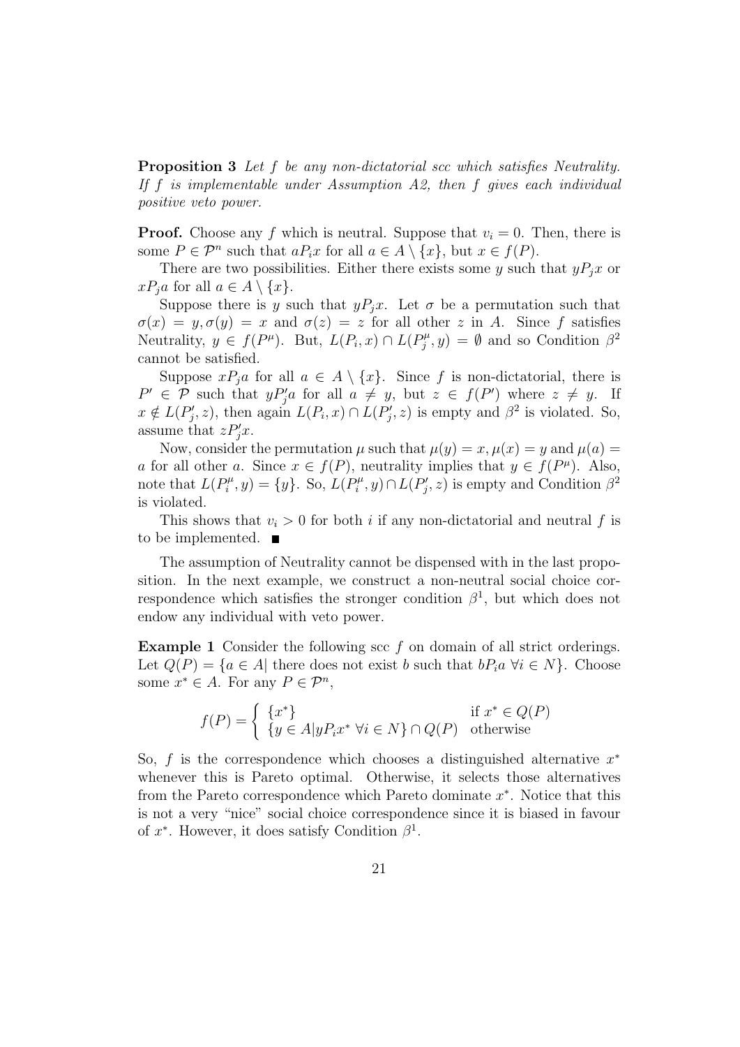**Proposition 3** *Let $f$ be any non-dictatorial scc which satisfies Neutrality. If $f$ is implementable under Assumption A2, then $f$ gives each individual positive veto power.*

**Proof.** Choose any $f$ which is neutral. Suppose that $v_i = 0$. Then, there is some $P \in \mathcal{P}^n$ such that $aP_ix$ for all $a \in A \setminus \{x\}$, but $x \in f(P)$.

There are two possibilities. Either there exists some $y$ such that $yP_jx$ or $xP_ja$ for all $a \in A \setminus \{x\}$.

Suppose there is $y$ such that $yP_jx$. Let $\sigma$ be a permutation such that $\sigma(x) = y, \sigma(y) = x$ and $\sigma(z) = z$ for all other $z$ in $A$. Since $f$ satisfies Neutrality, $y \in f(P^\mu)$. But, $L(P_i, x) \cap L(P_j^\mu, y) = \emptyset$ and so Condition $\beta^2$ cannot be satisfied.

Suppose $xP_ja$ for all $a \in A \setminus \{x\}$. Since $f$ is non-dictatorial, there is $P' \in \mathcal{P}$ such that $yP'_ja$ for all $a \neq y$, but $z \in f(P')$ where $z \neq y$. If $x \notin L(P'_j, z)$, then again $L(P_i, x) \cap L(P'_j, z)$ is empty and $\beta^2$ is violated. So, assume that $zP'_jx$.

Now, consider the permutation $\mu$ such that $\mu(y) = x, \mu(x) = y$ and $\mu(a) = a$ for all other $a$. Since $x \in f(P)$, neutrality implies that $y \in f(P^\mu)$. Also, note that $L(P_i^\mu, y) = \{y\}$. So, $L(P_i^\mu, y) \cap L(P'_j, z)$ is empty and Condition $\beta^2$ is violated.

This shows that $v_i > 0$ for both $i$ if any non-dictatorial and neutral $f$ is to be implemented. ∎

The assumption of Neutrality cannot be dispensed with in the last proposition. In the next example, we construct a non-neutral social choice correspondence which satisfies the stronger condition $\beta^1$, but which does not endow any individual with veto power.

**Example 1** Consider the following scc $f$ on domain of all strict orderings. Let $Q(P) = \{a \in A |$ there does not exist $b$ such that $bP_ia \ \forall i \in N\}$. Choose some $x^* \in A$. For any $P \in \mathcal{P}^n$,

$$f(P) = \begin{cases} \{x^*\} & \text{if } x^* \in Q(P) \\ \{y \in A | yP_ix^* \ \forall i \in N\} \cap Q(P) & \text{otherwise} \end{cases}$$

So, $f$ is the correspondence which chooses a distinguished alternative $x^*$ whenever this is Pareto optimal. Otherwise, it selects those alternatives from the Pareto correspondence which Pareto dominate $x^*$. Notice that this is not a very "nice" social choice correspondence since it is biased in favour of $x^*$. However, it does satisfy Condition $\beta^1$.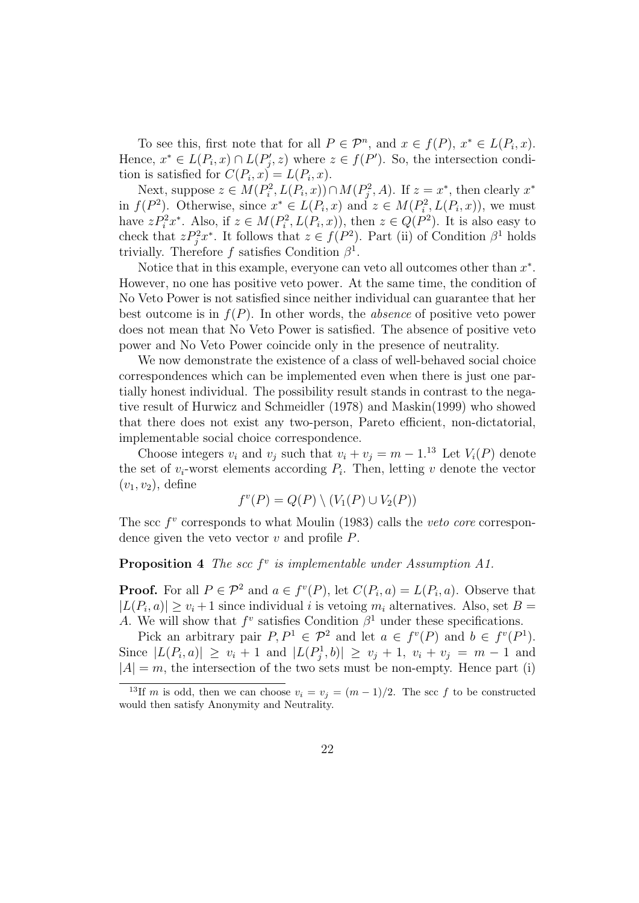To see this, first note that for all $P \in \mathcal{P}^n$, and $x \in f(P)$, $x^* \in L(P_i, x)$. Hence, $x^* \in L(P_i, x) \cap L(P'_j, z)$ where $z \in f(P')$. So, the intersection condition is satisfied for $C(P_i, x) = L(P_i, x)$.

Next, suppose $z \in M(P_i^2, L(P_i, x)) \cap M(P_j^2, A)$. If $z = x^*$, then clearly $x^*$ in $f(P^2)$. Otherwise, since $x^* \in L(P_i, x)$ and $z \in M(P_i^2, L(P_i, x))$, we must have $zP_i^2 x^*$. Also, if $z \in M(P_i^2, L(P_i, x))$, then $z \in Q(P^2)$. It is also easy to check that $zP_j^2 x^*$. It follows that $z \in f(P^2)$. Part (ii) of Condition $\beta^1$ holds trivially. Therefore $f$ satisfies Condition $\beta^1$.

Notice that in this example, everyone can veto all outcomes other than $x^*$. However, no one has positive veto power. At the same time, the condition of No Veto Power is not satisfied since neither individual can guarantee that her best outcome is in $f(P)$. In other words, the *absence* of positive veto power does not mean that No Veto Power is satisfied. The absence of positive veto power and No Veto Power coincide only in the presence of neutrality.

We now demonstrate the existence of a class of well-behaved social choice correspondences which can be implemented even when there is just one partially honest individual. The possibility result stands in contrast to the negative result of Hurwicz and Schmeidler (1978) and Maskin(1999) who showed that there does not exist any two-person, Pareto efficient, non-dictatorial, implementable social choice correspondence.

Choose integers $v_i$ and $v_j$ such that $v_i + v_j = m - 1$.[13] Let $V_i(P)$ denote the set of $v_i$-worst elements according $P_i$. Then, letting $v$ denote the vector $(v_1, v_2)$, define

$$f^v(P) = Q(P) \setminus (V_1(P) \cup V_2(P))$$

The scc $f^v$ corresponds to what Moulin (1983) calls the *veto core* correspondence given the veto vector $v$ and profile $P$.

**Proposition 4** *The scc $f^v$ is implementable under Assumption A1.*

**Proof.** For all $P \in \mathcal{P}^2$ and $a \in f^v(P)$, let $C(P_i, a) = L(P_i, a)$. Observe that $|L(P_i, a)| \geq v_i + 1$ since individual $i$ is vetoing $m_i$ alternatives. Also, set $B = A$. We will show that $f^v$ satisfies Condition $\beta^1$ under these specifications.

Pick an arbitrary pair $P, P^1 \in \mathcal{P}^2$ and let $a \in f^v(P)$ and $b \in f^v(P^1)$. Since $|L(P_i, a)| \geq v_i + 1$ and $|L(P_j^1, b)| \geq v_j + 1$, $v_i + v_j = m - 1$ and $|A| = m$, the intersection of the two sets must be non-empty. Hence part (i)

[13] If $m$ is odd, then we can choose $v_i = v_j = (m-1)/2$. The scc $f$ to be constructed would then satisfy Anonymity and Neutrality.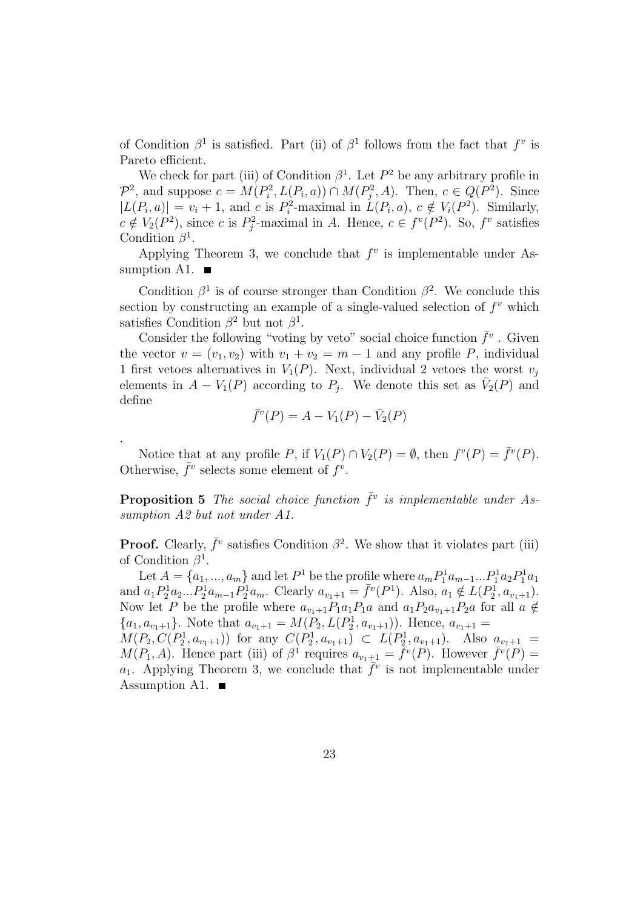of Condition $\beta^1$ is satisfied. Part (ii) of $\beta^1$ follows from the fact that $f^v$ is Pareto efficient.

We check for part (iii) of Condition $\beta^1$. Let $P^2$ be any arbitrary profile in $\mathcal{P}^2$, and suppose $c = M(P_i^2, L(P_i, a)) \cap M(P_j^2, A)$. Then, $c \in Q(P^2)$. Since $|L(P_i, a)| = v_i + 1$, and $c$ is $P_i^2$-maximal in $L(P_i, a)$, $c \notin V_i(P^2)$. Similarly, $c \notin V_2(P^2)$, since $c$ is $P_j^2$-maximal in $A$. Hence, $c \in f^v(P^2)$. So, $f^v$ satisfies Condition $\beta^1$.

Applying Theorem 3, we conclude that $f^v$ is implementable under Assumption A1. ■

Condition $\beta^1$ is of course stronger than Condition $\beta^2$. We conclude this section by constructing an example of a single-valued selection of $f^v$ which satisfies Condition $\beta^2$ but not $\beta^1$.

Consider the following "voting by veto" social choice function $\bar{f}^v$ . Given the vector $v = (v_1, v_2)$ with $v_1 + v_2 = m - 1$ and any profile $P$, individual 1 first vetoes alternatives in $V_1(P)$. Next, individual 2 vetoes the worst $v_j$ elements in $A - V_1(P)$ according to $P_j$. We denote this set as $\bar{V}_2(P)$ and define

$$\bar{f}^v(P) = A - V_1(P) - \bar{V}_2(P)$$

.

Notice that at any profile $P$, if $V_1(P) \cap V_2(P) = \emptyset$, then $f^v(P) = \bar{f}^v(P)$. Otherwise, $\bar{f}^v$ selects some element of $f^v$.

**Proposition 5** *The social choice function $\bar{f}^v$ is implementable under Assumption A2 but not under A1.*

**Proof.** Clearly, $\bar{f}^v$ satisfies Condition $\beta^2$. We show that it violates part (iii) of Condition $\beta^1$.

Let $A = \{a_1, ..., a_m\}$ and let $P^1$ be the profile where $a_m P_1^1 a_{m-1} ... P_1^1 a_2 P_1^1 a_1$ and $a_1 P_2^1 a_2 ... P_2^1 a_{m-1} P_2^1 a_m$. Clearly $a_{v_1+1} = \bar{f}^v(P^1)$. Also, $a_1 \notin L(P_2^1, a_{v_1+1})$. Now let $P$ be the profile where $a_{v_1+1} P_1 a_1 P_1 a$ and $a_1 P_2 a_{v_1+1} P_2 a$ for all $a \notin \{a_1, a_{v_1+1}\}$. Note that $a_{v_1+1} = M(P_2, L(P_2^1, a_{v_1+1}))$. Hence, $a_{v_1+1} = M(P_2, C(P_2^1, a_{v_1+1}))$ for any $C(P_2^1, a_{v_1+1}) \subset L(P_2^1, a_{v_1+1})$. Also $a_{v_1+1} = M(P_1, A)$. Hence part (iii) of $\beta^1$ requires $a_{v_1+1} = \bar{f}^v(P)$. However $\bar{f}^v(P) = a_1$. Applying Theorem 3, we conclude that $\bar{f}^v$ is not implementable under Assumption A1. ■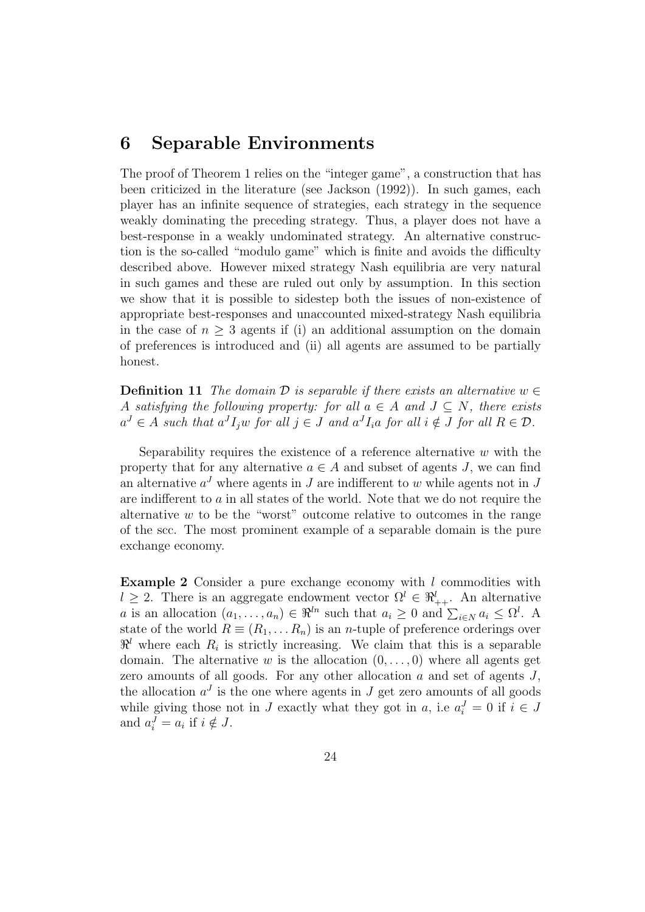## 6 Separable Environments

The proof of Theorem 1 relies on the "integer game", a construction that has been criticized in the literature (see Jackson (1992)). In such games, each player has an infinite sequence of strategies, each strategy in the sequence weakly dominating the preceding strategy. Thus, a player does not have a best-response in a weakly undominated strategy. An alternative construction is the so-called "modulo game" which is finite and avoids the difficulty described above. However mixed strategy Nash equilibria are very natural in such games and these are ruled out only by assumption. In this section we show that it is possible to sidestep both the issues of non-existence of appropriate best-responses and unaccounted mixed-strategy Nash equilibria in the case of $n \geq 3$ agents if (i) an additional assumption on the domain of preferences is introduced and (ii) all agents are assumed to be partially honest.

**Definition 11** *The domain $\mathcal{D}$ is separable if there exists an alternative $w \in A$ satisfying the following property: for all $a \in A$ and $J \subseteq N$, there exists $a^J \in A$ such that $a^J I_j w$ for all $j \in J$ and $a^J I_i a$ for all $i \notin J$ for all $R \in \mathcal{D}$.*

Separability requires the existence of a reference alternative $w$ with the property that for any alternative $a \in A$ and subset of agents $J$, we can find an alternative $a^J$ where agents in $J$ are indifferent to $w$ while agents not in $J$ are indifferent to $a$ in all states of the world. Note that we do not require the alternative $w$ to be the "worst" outcome relative to outcomes in the range of the scc. The most prominent example of a separable domain is the pure exchange economy.

**Example 2** Consider a pure exchange economy with $l$ commodities with $l \geq 2$. There is an aggregate endowment vector $\Omega^l \in \Re^l_{++}$. An alternative $a$ is an allocation $(a_1, \ldots, a_n) \in \Re^{ln}$ such that $a_i \geq 0$ and $\sum_{i \in N} a_i \leq \Omega^l$. A state of the world $R \equiv (R_1, \ldots R_n)$ is an $n$-tuple of preference orderings over $\Re^l$ where each $R_i$ is strictly increasing. We claim that this is a separable domain. The alternative $w$ is the allocation $(0, \ldots, 0)$ where all agents get zero amounts of all goods. For any other allocation $a$ and set of agents $J$, the allocation $a^J$ is the one where agents in $J$ get zero amounts of all goods while giving those not in $J$ exactly what they got in $a$, i.e $a^J_i = 0$ if $i \in J$ and $a^J_i = a_i$ if $i \notin J$.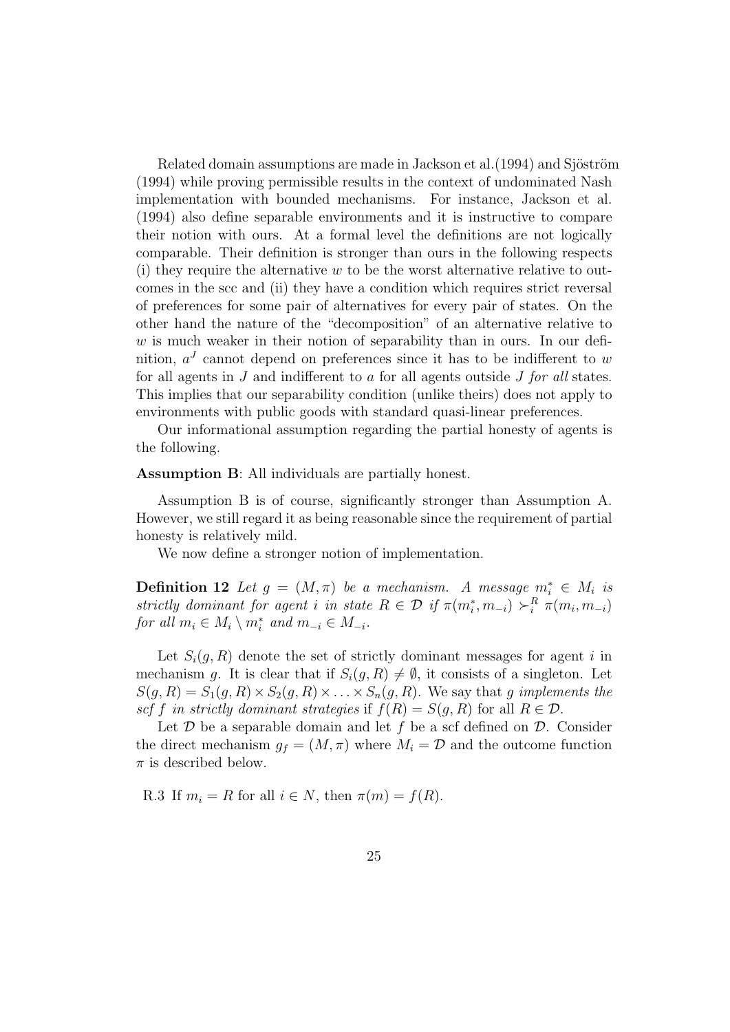Related domain assumptions are made in Jackson et al.(1994) and Sjöström (1994) while proving permissible results in the context of undominated Nash implementation with bounded mechanisms. For instance, Jackson et al. (1994) also define separable environments and it is instructive to compare their notion with ours. At a formal level the definitions are not logically comparable. Their definition is stronger than ours in the following respects (i) they require the alternative $w$ to be the worst alternative relative to outcomes in the scc and (ii) they have a condition which requires strict reversal of preferences for some pair of alternatives for every pair of states. On the other hand the nature of the "decomposition" of an alternative relative to $w$ is much weaker in their notion of separability than in ours. In our definition, $a^J$ cannot depend on preferences since it has to be indifferent to $w$ for all agents in $J$ and indifferent to $a$ for all agents outside $J$ *for all* states. This implies that our separability condition (unlike theirs) does not apply to environments with public goods with standard quasi-linear preferences.

Our informational assumption regarding the partial honesty of agents is the following.

**Assumption B**: All individuals are partially honest.

Assumption B is of course, significantly stronger than Assumption A. However, we still regard it as being reasonable since the requirement of partial honesty is relatively mild.

We now define a stronger notion of implementation.

**Definition 12** *Let $g = (M, \pi)$ be a mechanism. A message $m_i^* \in M_i$ is strictly dominant for agent $i$ in state $R \in \mathcal{D}$ if $\pi(m_i^*, m_{-i}) \succ_i^R \pi(m_i, m_{-i})$ for all $m_i \in M_i \setminus m_i^*$ and $m_{-i} \in M_{-i}$.*

Let $S_i(g, R)$ denote the set of strictly dominant messages for agent $i$ in mechanism $g$. It is clear that if $S_i(g, R) \neq \emptyset$, it consists of a singleton. Let $S(g, R) = S_1(g, R) \times S_2(g, R) \times \ldots \times S_n(g, R)$. We say that *$g$ implements the scf $f$ in strictly dominant strategies* if $f(R) = S(g, R)$ for all $R \in \mathcal{D}$.

Let $\mathcal{D}$ be a separable domain and let $f$ be a scf defined on $\mathcal{D}$. Consider the direct mechanism $g_f = (M, \pi)$ where $M_i = \mathcal{D}$ and the outcome function $\pi$ is described below.

R.3 If $m_i = R$ for all $i \in N$, then $\pi(m) = f(R)$.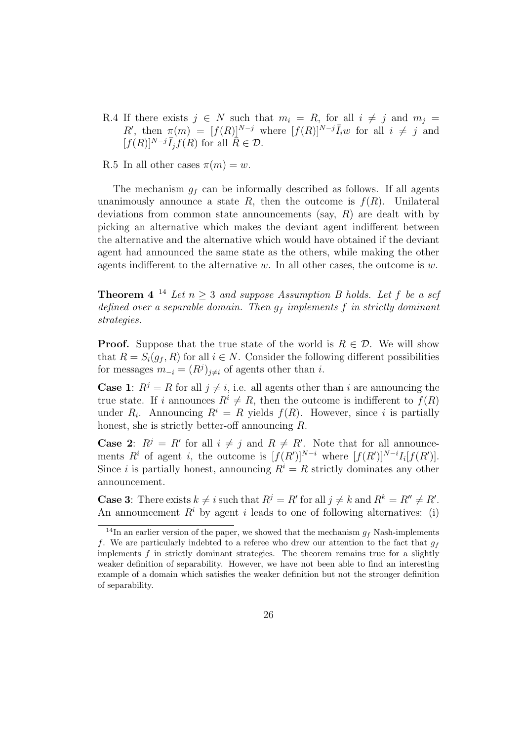R.4 If there exists $j \in N$ such that $m_i = R$, for all $i \neq j$ and $m_j = R'$, then $\pi(m) = [f(R)]^{N-j}$ where $[f(R)]^{N-j}\bar{I}_i w$ for all $i \neq j$ and $[f(R)]^{N-j}\bar{I}_j f(R)$ for all $\bar{R} \in \mathcal{D}$.

R.5 In all other cases $\pi(m) = w$.

The mechanism $g_f$ can be informally described as follows. If all agents unanimously announce a state $R$, then the outcome is $f(R)$. Unilateral deviations from common state announcements (say, $R$) are dealt with by picking an alternative which makes the deviant agent indifferent between the alternative and the alternative which would have obtained if the deviant agent had announced the same state as the others, while making the other agents indifferent to the alternative $w$. In all other cases, the outcome is $w$.

**Theorem 4** [14] *Let $n \geq 3$ and suppose Assumption B holds. Let $f$ be a scf defined over a separable domain. Then $g_f$ implements $f$ in strictly dominant strategies.*

**Proof.** Suppose that the true state of the world is $R \in \mathcal{D}$. We will show that $R = S_i(g_f, R)$ for all $i \in N$. Consider the following different possibilities for messages $m_{-i} = (R^j)_{j \neq i}$ of agents other than $i$.

**Case 1**: $R^j = R$ for all $j \neq i$, i.e. all agents other than $i$ are announcing the true state. If $i$ announces $R^i \neq R$, then the outcome is indifferent to $f(R)$ under $R_i$. Announcing $R^i = R$ yields $f(R)$. However, since $i$ is partially honest, she is strictly better-off announcing $R$.

**Case 2**: $R^j = R'$ for all $i \neq j$ and $R \neq R'$. Note that for all announcements $R^i$ of agent $i$, the outcome is $[f(R')]^{N-i}$ where $[f(R')]^{N-i} I_i [f(R')]$. Since $i$ is partially honest, announcing $R^i = R$ strictly dominates any other announcement.

**Case 3**: There exists $k \neq i$ such that $R^j = R'$ for all $j \neq k$ and $R^k = R'' \neq R'$. An announcement $R^i$ by agent $i$ leads to one of following alternatives: (i)

[14] In an earlier version of the paper, we showed that the mechanism $g_f$ Nash-implements $f$. We are particularly indebted to a referee who drew our attention to the fact that $g_f$ implements $f$ in strictly dominant strategies. The theorem remains true for a slightly weaker definition of separability. However, we have not been able to find an interesting example of a domain which satisfies the weaker definition but not the stronger definition of separability.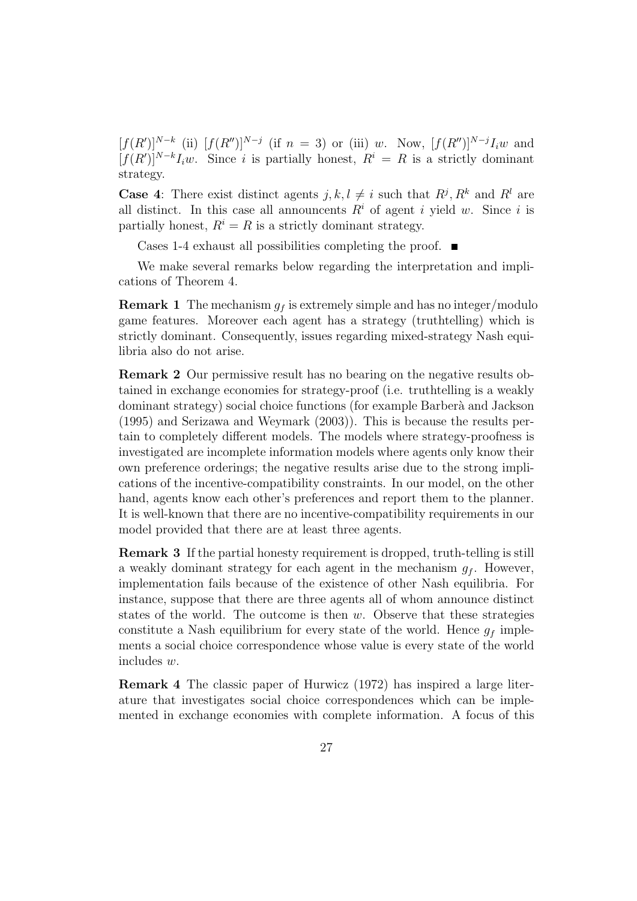$[f(R')]^{N-k}$ (ii) $[f(R'')]^{N-j}$ (if $n = 3$) or (iii) $w$. Now, $[f(R'')]^{N-j} I_i w$ and $[f(R')]^{N-k} I_i w$. Since $i$ is partially honest, $R^i = R$ is a strictly dominant strategy.

**Case 4**: There exist distinct agents $j, k, l \neq i$ such that $R^j, R^k$ and $R^l$ are all distinct. In this case all announcents $R^i$ of agent $i$ yield $w$. Since $i$ is partially honest, $R^i = R$ is a strictly dominant strategy.

Cases 1-4 exhaust all possibilities completing the proof. ■

We make several remarks below regarding the interpretation and implications of Theorem 4.

**Remark 1** The mechanism $g_f$ is extremely simple and has no integer/modulo game features. Moreover each agent has a strategy (truthtelling) which is strictly dominant. Consequently, issues regarding mixed-strategy Nash equilibria also do not arise.

**Remark 2** Our permissive result has no bearing on the negative results obtained in exchange economies for strategy-proof (i.e. truthtelling is a weakly dominant strategy) social choice functions (for example Barberà and Jackson (1995) and Serizawa and Weymark (2003)). This is because the results pertain to completely different models. The models where strategy-proofness is investigated are incomplete information models where agents only know their own preference orderings; the negative results arise due to the strong implications of the incentive-compatibility constraints. In our model, on the other hand, agents know each other's preferences and report them to the planner. It is well-known that there are no incentive-compatibility requirements in our model provided that there are at least three agents.

**Remark 3** If the partial honesty requirement is dropped, truth-telling is still a weakly dominant strategy for each agent in the mechanism $g_f$. However, implementation fails because of the existence of other Nash equilibria. For instance, suppose that there are three agents all of whom announce distinct states of the world. The outcome is then $w$. Observe that these strategies constitute a Nash equilibrium for every state of the world. Hence $g_f$ implements a social choice correspondence whose value is every state of the world includes $w$.

**Remark 4** The classic paper of Hurwicz (1972) has inspired a large literature that investigates social choice correspondences which can be implemented in exchange economies with complete information. A focus of this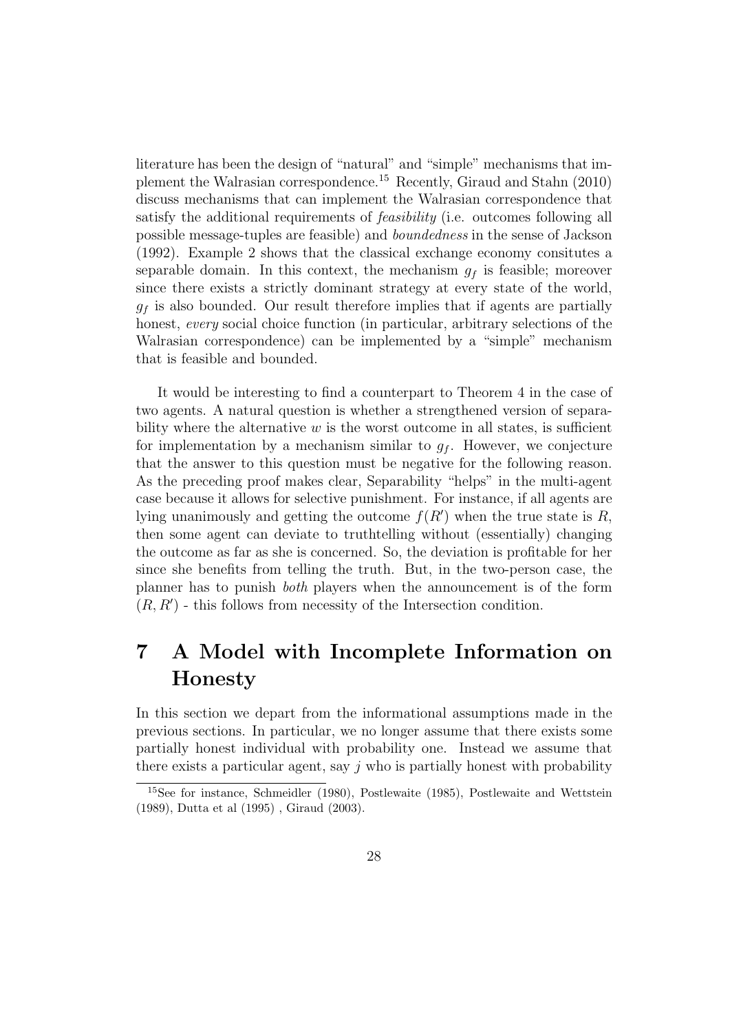literature has been the design of "natural" and "simple" mechanisms that implement the Walrasian correspondence.[15] Recently, Giraud and Stahn (2010) discuss mechanisms that can implement the Walrasian correspondence that satisfy the additional requirements of *feasibility* (i.e. outcomes following all possible message-tuples are feasible) and *boundedness* in the sense of Jackson (1992). Example 2 shows that the classical exchange economy consitutes a separable domain. In this context, the mechanism $g_f$ is feasible; moreover since there exists a strictly dominant strategy at every state of the world, $g_f$ is also bounded. Our result therefore implies that if agents are partially honest, *every* social choice function (in particular, arbitrary selections of the Walrasian correspondence) can be implemented by a "simple" mechanism that is feasible and bounded.

It would be interesting to find a counterpart to Theorem 4 in the case of two agents. A natural question is whether a strengthened version of separability where the alternative $w$ is the worst outcome in all states, is sufficient for implementation by a mechanism similar to $g_f$. However, we conjecture that the answer to this question must be negative for the following reason. As the preceding proof makes clear, Separability "helps" in the multi-agent case because it allows for selective punishment. For instance, if all agents are lying unanimously and getting the outcome $f(R')$ when the true state is $R$, then some agent can deviate to truthtelling without (essentially) changing the outcome as far as she is concerned. So, the deviation is profitable for her since she benefits from telling the truth. But, in the two-person case, the planner has to punish *both* players when the announcement is of the form $(R, R')$ - this follows from necessity of the Intersection condition.

# 7 A Model with Incomplete Information on Honesty

In this section we depart from the informational assumptions made in the previous sections. In particular, we no longer assume that there exists some partially honest individual with probability one. Instead we assume that there exists a particular agent, say $j$ who is partially honest with probability

[15] See for instance, Schmeidler (1980), Postlewaite (1985), Postlewaite and Wettstein (1989), Dutta et al (1995) , Giraud (2003).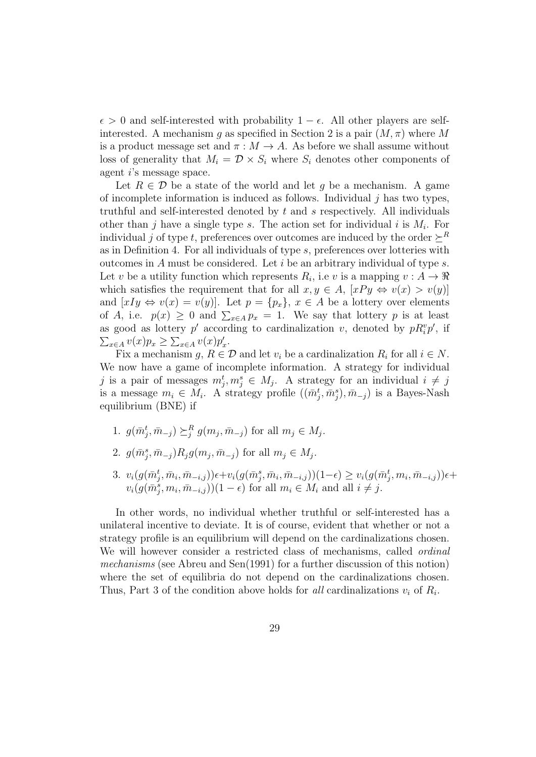$\epsilon > 0$ and self-interested with probability $1 - \epsilon$. All other players are self-interested. A mechanism $g$ as specified in Section 2 is a pair $(M, \pi)$ where $M$ is a product message set and $\pi : M \to A$. As before we shall assume without loss of generality that $M_i = \mathcal{D} \times S_i$ where $S_i$ denotes other components of agent $i$'s message space.

Let $R \in \mathcal{D}$ be a state of the world and let $g$ be a mechanism. A game of incomplete information is induced as follows. Individual $j$ has two types, truthful and self-interested denoted by $t$ and $s$ respectively. All individuals other than $j$ have a single type $s$. The action set for individual $i$ is $M_i$. For individual $j$ of type $t$, preferences over outcomes are induced by the order $\succeq^R$ as in Definition 4. For all individuals of type $s$, preferences over lotteries with outcomes in $A$ must be considered. Let $i$ be an arbitrary individual of type $s$. Let $v$ be a utility function which represents $R_i$, i.e $v$ is a mapping $v : A \to \Re$ which satisfies the requirement that for all $x, y \in A$, $[xPy \Leftrightarrow v(x) > v(y)]$ and $[xIy \Leftrightarrow v(x) = v(y)]$. Let $p = \{p_x\}$, $x \in A$ be a lottery over elements of $A$, i.e. $p(x) \geq 0$ and $\sum_{x \in A} p_x = 1$. We say that lottery $p$ is at least as good as lottery $p'$ according to cardinalization $v$, denoted by $pR_i^v p'$, if $\sum_{x \in A} v(x) p_x \geq \sum_{x \in A} v(x) p'_x$.

Fix a mechanism $g$, $R \in \mathcal{D}$ and let $v_i$ be a cardinalization $R_i$ for all $i \in N$. We now have a game of incomplete information. A strategy for individual $j$ is a pair of messages $m_j^t, m_j^s \in M_j$. A strategy for an individual $i \neq j$ is a message $m_i \in M_i$. A strategy profile $((\bar{m}_j^t, \bar{m}_j^s), \bar{m}_{-j})$ is a Bayes-Nash equilibrium (BNE) if

1. $g(\bar{m}_j^t, \bar{m}_{-j}) \succeq_j^R g(m_j, \bar{m}_{-j})$ for all $m_j \in M_j$.
2. $g(\bar{m}_j^s, \bar{m}_{-j}) R_j g(m_j, \bar{m}_{-j})$ for all $m_j \in M_j$.
3. $v_i(g(\bar{m}_j^t, \bar{m}_i, \bar{m}_{-i,j}))\epsilon + v_i(g(\bar{m}_j^s, \bar{m}_i, \bar{m}_{-i,j}))(1-\epsilon) \geq v_i(g(\bar{m}_j^t, m_i, \bar{m}_{-i,j}))\epsilon + v_i(g(\bar{m}_j^s, m_i, \bar{m}_{-i,j}))(1-\epsilon)$ for all $m_i \in M_i$ and all $i \neq j$.

In other words, no individual whether truthful or self-interested has a unilateral incentive to deviate. It is of course, evident that whether or not a strategy profile is an equilibrium will depend on the cardinalizations chosen. We will however consider a restricted class of mechanisms, called *ordinal mechanisms* (see Abreu and Sen(1991) for a further discussion of this notion) where the set of equilibria do not depend on the cardinalizations chosen. Thus, Part 3 of the condition above holds for *all* cardinalizations $v_i$ of $R_i$.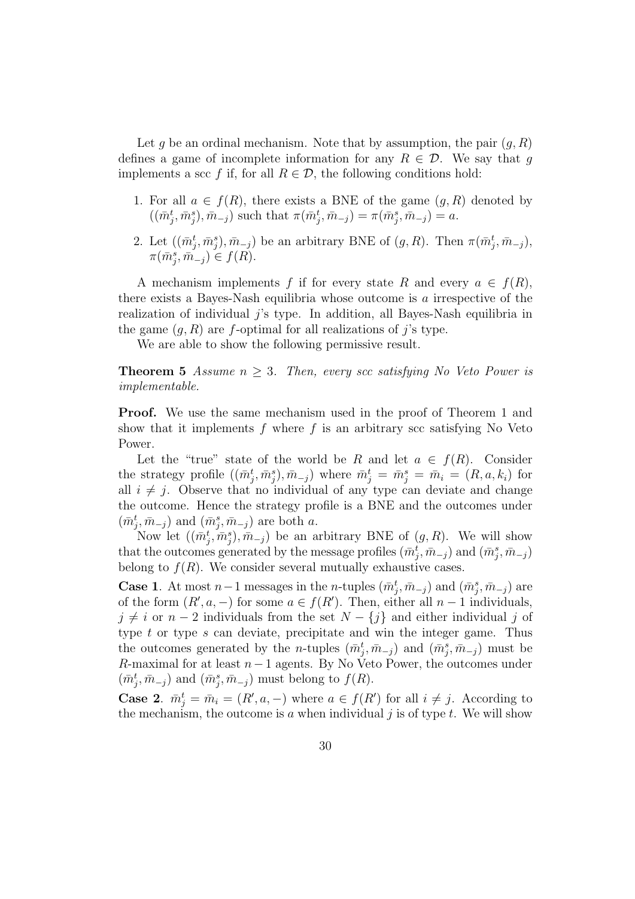Let $g$ be an ordinal mechanism. Note that by assumption, the pair $(g, R)$ defines a game of incomplete information for any $R \in \mathcal{D}$. We say that $g$ implements a scc $f$ if, for all $R \in \mathcal{D}$, the following conditions hold:

1. For all $a \in f(R)$, there exists a BNE of the game $(g, R)$ denoted by $((\bar{m}_j^t, \bar{m}_j^s), \bar{m}_{-j})$ such that $\pi(\bar{m}_j^t, \bar{m}_{-j}) = \pi(\bar{m}_j^s, \bar{m}_{-j}) = a$.
2. Let $((\bar{m}_j^t, \bar{m}_j^s), \bar{m}_{-j})$ be an arbitrary BNE of $(g, R)$. Then $\pi(\bar{m}_j^t, \bar{m}_{-j})$, $\pi(\bar{m}_j^s, \bar{m}_{-j}) \in f(R)$.

A mechanism implements $f$ if for every state $R$ and every $a \in f(R)$, there exists a Bayes-Nash equilibria whose outcome is $a$ irrespective of the realization of individual $j$'s type. In addition, all Bayes-Nash equilibria in the game $(g, R)$ are $f$-optimal for all realizations of $j$'s type.

We are able to show the following permissive result.

**Theorem 5** *Assume $n \geq 3$. Then, every scc satisfying No Veto Power is implementable.*

**Proof.** We use the same mechanism used in the proof of Theorem 1 and show that it implements $f$ where $f$ is an arbitrary scc satisfying No Veto Power.

Let the "true" state of the world be $R$ and let $a \in f(R)$. Consider the strategy profile $((\bar{m}_j^t, \bar{m}_j^s), \bar{m}_{-j})$ where $\bar{m}_j^t = \bar{m}_j^s = \bar{m}_i = (R, a, k_i)$ for all $i \neq j$. Observe that no individual of any type can deviate and change the outcome. Hence the strategy profile is a BNE and the outcomes under $(\bar{m}_j^t, \bar{m}_{-j})$ and $(\bar{m}_j^s, \bar{m}_{-j})$ are both $a$.

Now let $((\bar{m}_j^t, \bar{m}_j^s), \bar{m}_{-j})$ be an arbitrary BNE of $(g, R)$. We will show that the outcomes generated by the message profiles $(\bar{m}_j^t, \bar{m}_{-j})$ and $(\bar{m}_j^s, \bar{m}_{-j})$ belong to $f(R)$. We consider several mutually exhaustive cases.

**Case 1**. At most $n-1$ messages in the $n$-tuples $(\bar{m}_j^t, \bar{m}_{-j})$ and $(\bar{m}_j^s, \bar{m}_{-j})$ are of the form $(R', a, -)$ for some $a \in f(R')$. Then, either all $n-1$ individuals, $j \neq i$ or $n-2$ individuals from the set $N - \{j\}$ and either individual $j$ of type $t$ or type $s$ can deviate, precipitate and win the integer game. Thus the outcomes generated by the $n$-tuples $(\bar{m}_j^t, \bar{m}_{-j})$ and $(\bar{m}_j^s, \bar{m}_{-j})$ must be $R$-maximal for at least $n-1$ agents. By No Veto Power, the outcomes under $(\bar{m}_j^t, \bar{m}_{-j})$ and $(\bar{m}_j^s, \bar{m}_{-j})$ must belong to $f(R)$.

**Case 2**. $\bar{m}_j^t = \bar{m}_i = (R', a, -)$ where $a \in f(R')$ for all $i \neq j$. According to the mechanism, the outcome is $a$ when individual $j$ is of type $t$. We will show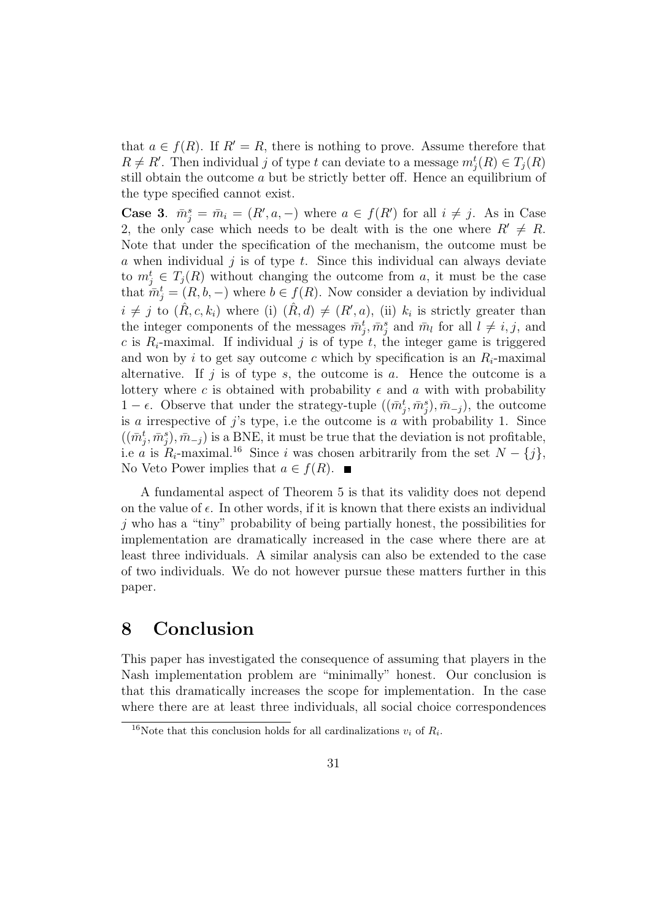that $a \in f(R)$. If $R' = R$, there is nothing to prove. Assume therefore that $R \neq R'$. Then individual $j$ of type $t$ can deviate to a message $m_j^t(R) \in T_j(R)$ still obtain the outcome $a$ but be strictly better off. Hence an equilibrium of the type specified cannot exist.

**Case 3**. $\bar{m}_j^s = \bar{m}_i = (R', a, -)$ where $a \in f(R')$ for all $i \neq j$. As in Case 2, the only case which needs to be dealt with is the one where $R' \neq R$. Note that under the specification of the mechanism, the outcome must be $a$ when individual $j$ is of type $t$. Since this individual can always deviate to $m_j^t \in T_j(R)$ without changing the outcome from $a$, it must be the case that $\bar{m}_j^t = (R, b, -)$ where $b \in f(R)$. Now consider a deviation by individual $i \neq j$ to $(\hat{R}, c, k_i)$ where (i) $(\hat{R}, d) \neq (R', a)$, (ii) $k_i$ is strictly greater than the integer components of the messages $\bar{m}_j^t, \bar{m}_j^s$ and $\bar{m}_l$ for all $l \neq i, j$, and $c$ is $R_i$-maximal. If individual $j$ is of type $t$, the integer game is triggered and won by $i$ to get say outcome $c$ which by specification is an $R_i$-maximal alternative. If $j$ is of type $s$, the outcome is $a$. Hence the outcome is a lottery where $c$ is obtained with probability $\epsilon$ and $a$ with with probability $1 - \epsilon$. Observe that under the strategy-tuple $((\bar{m}_j^t, \bar{m}_j^s), \bar{m}_{-j})$, the outcome is $a$ irrespective of $j$'s type, i.e the outcome is $a$ with probability 1. Since $((\bar{m}_j^t, \bar{m}_j^s), \bar{m}_{-j})$ is a BNE, it must be true that the deviation is not profitable, i.e $a$ is $R_i$-maximal.[16] Since $i$ was chosen arbitrarily from the set $N - \{j\}$, No Veto Power implies that $a \in f(R)$. ■

A fundamental aspect of Theorem 5 is that its validity does not depend on the value of $\epsilon$. In other words, if it is known that there exists an individual $j$ who has a "tiny" probability of being partially honest, the possibilities for implementation are dramatically increased in the case where there are at least three individuals. A similar analysis can also be extended to the case of two individuals. We do not however pursue these matters further in this paper.

# 8 Conclusion

This paper has investigated the consequence of assuming that players in the Nash implementation problem are "minimally" honest. Our conclusion is that this dramatically increases the scope for implementation. In the case where there are at least three individuals, all social choice correspondences

[16] Note that this conclusion holds for all cardinalizations $v_i$ of $R_i$.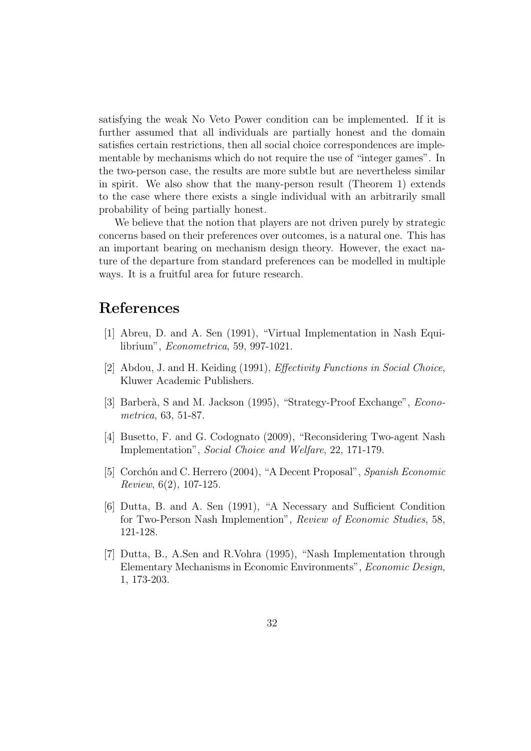satisfying the weak No Veto Power condition can be implemented. If it is further assumed that all individuals are partially honest and the domain satisfies certain restrictions, then all social choice correspondences are implementable by mechanisms which do not require the use of "integer games". In the two-person case, the results are more subtle but are nevertheless similar in spirit. We also show that the many-person result (Theorem 1) extends to the case where there exists a single individual with an arbitrarily small probability of being partially honest.

We believe that the notion that players are not driven purely by strategic concerns based on their preferences over outcomes, is a natural one. This has an important bearing on mechanism design theory. However, the exact nature of the departure from standard preferences can be modelled in multiple ways. It is a fruitful area for future research.

# References

[1] Abreu, D. and A. Sen (1991), "Virtual Implementation in Nash Equilibrium", *Econometrica*, 59, 997-1021.

[2] Abdou, J. and H. Keiding (1991), *Effectivity Functions in Social Choice*, Kluwer Academic Publishers.

[3] Barberà, S and M. Jackson (1995), "Strategy-Proof Exchange", *Econometrica*, 63, 51-87.

[4] Busetto, F. and G. Codognato (2009), "Reconsidering Two-agent Nash Implementation", *Social Choice and Welfare*, 22, 171-179.

[5] Corchón and C. Herrero (2004), "A Decent Proposal", *Spanish Economic Review*, 6(2), 107-125.

[6] Dutta, B. and A. Sen (1991), "A Necessary and Sufficient Condition for Two-Person Nash Implemention", *Review of Economic Studies*, 58, 121-128.

[7] Dutta, B., A.Sen and R.Vohra (1995), "Nash Implementation through Elementary Mechanisms in Economic Environments", *Economic Design*, 1, 173-203.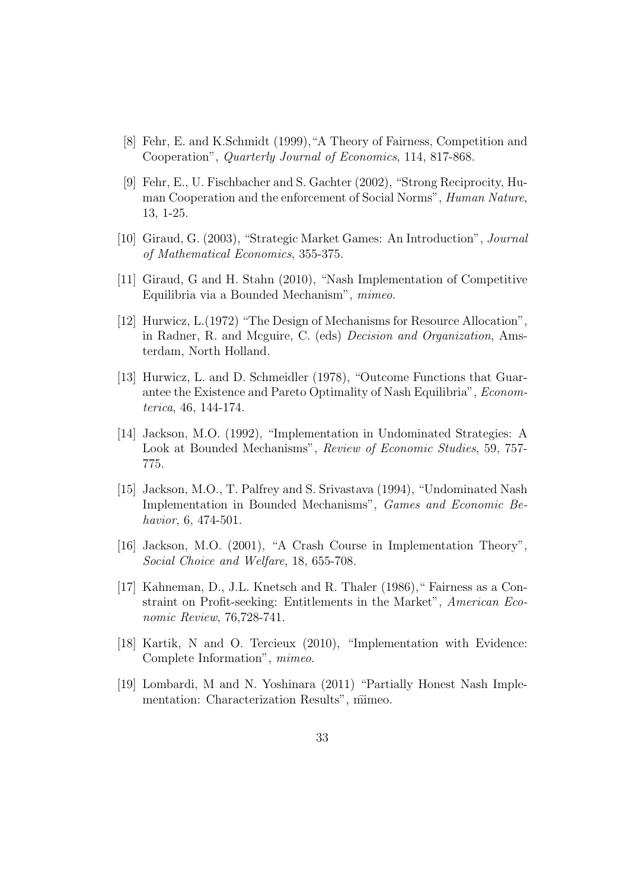[8] Fehr, E. and K.Schmidt (1999),"A Theory of Fairness, Competition and Cooperation", *Quarterly Journal of Economics*, 114, 817-868.

[9] Fehr, E., U. Fischbacher and S. Gachter (2002), "Strong Reciprocity, Human Cooperation and the enforcement of Social Norms", *Human Nature*, 13, 1-25.

[10] Giraud, G. (2003), "Strategic Market Games: An Introduction", *Journal of Mathematical Economics*, 355-375.

[11] Giraud, G and H. Stahn (2010), "Nash Implementation of Competitive Equilibria via a Bounded Mechanism", *mimeo.*

[12] Hurwicz, L.(1972) "The Design of Mechanisms for Resource Allocation", in Radner, R. and Mcguire, C. (eds) *Decision and Organization*, Amsterdam, North Holland.

[13] Hurwicz, L. and D. Schmeidler (1978), "Outcome Functions that Guarantee the Existence and Pareto Optimality of Nash Equilibria", *Economterica*, 46, 144-174.

[14] Jackson, M.O. (1992), "Implementation in Undominated Strategies: A Look at Bounded Mechanisms", *Review of Economic Studies*, 59, 757-775.

[15] Jackson, M.O., T. Palfrey and S. Srivastava (1994), "Undominated Nash Implementation in Bounded Mechanisms", *Games and Economic Behavior*, 6, 474-501.

[16] Jackson, M.O. (2001), "A Crash Course in Implementation Theory", *Social Choice and Welfare*, 18, 655-708.

[17] Kahneman, D., J.L. Knetsch and R. Thaler (1986)," Fairness as a Constraint on Profit-seeking: Entitlements in the Market", *American Economic Review*, 76,728-741.

[18] Kartik, N and O. Tercieux (2010), "Implementation with Evidence: Complete Information", *mimeo.*

[19] Lombardi, M and N. Yoshinara (2011) "Partially Honest Nash Implementation: Characterization Results", m̂imeo.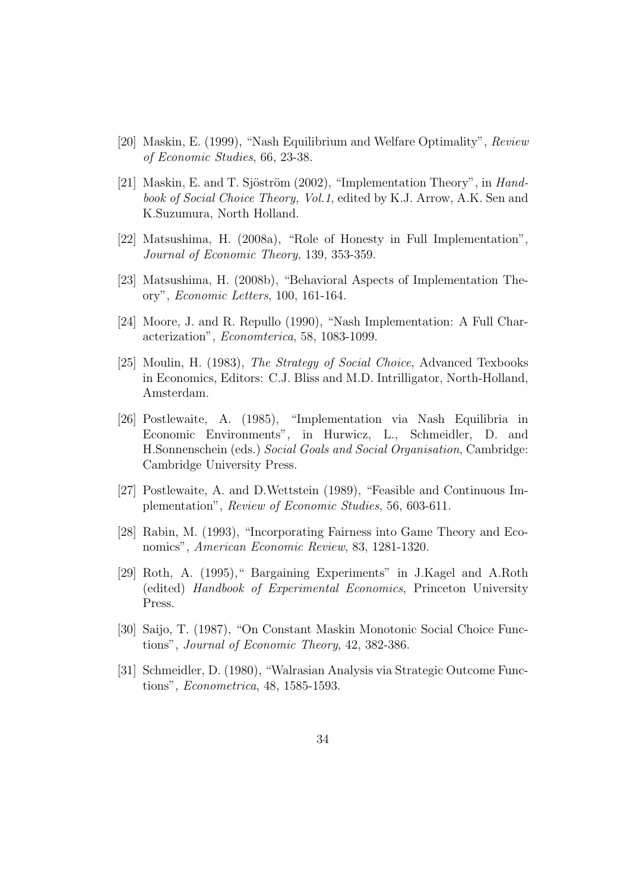[20] Maskin, E. (1999), "Nash Equilibrium and Welfare Optimality", *Review of Economic Studies*, 66, 23-38.

[21] Maskin, E. and T. Sjöström (2002), "Implementation Theory", in *Handbook of Social Choice Theory, Vol.1*, edited by K.J. Arrow, A.K. Sen and K.Suzumura, North Holland.

[22] Matsushima, H. (2008a), "Role of Honesty in Full Implementation", *Journal of Economic Theory*, 139, 353-359.

[23] Matsushima, H. (2008b), "Behavioral Aspects of Implementation Theory", *Economic Letters*, 100, 161-164.

[24] Moore, J. and R. Repullo (1990), "Nash Implementation: A Full Characterization", *Economterica*, 58, 1083-1099.

[25] Moulin, H. (1983), *The Strategy of Social Choice*, Advanced Texbooks in Economics, Editors: C.J. Bliss and M.D. Intrilligator, North-Holland, Amsterdam.

[26] Postlewaite, A. (1985), "Implementation via Nash Equilibria in Economic Environments", in Hurwicz, L., Schmeidler, D. and H.Sonnenschein (eds.) *Social Goals and Social Organisation*, Cambridge: Cambridge University Press.

[27] Postlewaite, A. and D.Wettstein (1989), "Feasible and Continuous Implementation", *Review of Economic Studies*, 56, 603-611.

[28] Rabin, M. (1993), "Incorporating Fairness into Game Theory and Economics", *American Economic Review*, 83, 1281-1320.

[29] Roth, A. (1995)," Bargaining Experiments" in J.Kagel and A.Roth (edited) *Handbook of Experimental Economics*, Princeton University Press.

[30] Saijo, T. (1987), "On Constant Maskin Monotonic Social Choice Functions", *Journal of Economic Theory*, 42, 382-386.

[31] Schmeidler, D. (1980), "Walrasian Analysis via Strategic Outcome Functions", *Econometrica*, 48, 1585-1593.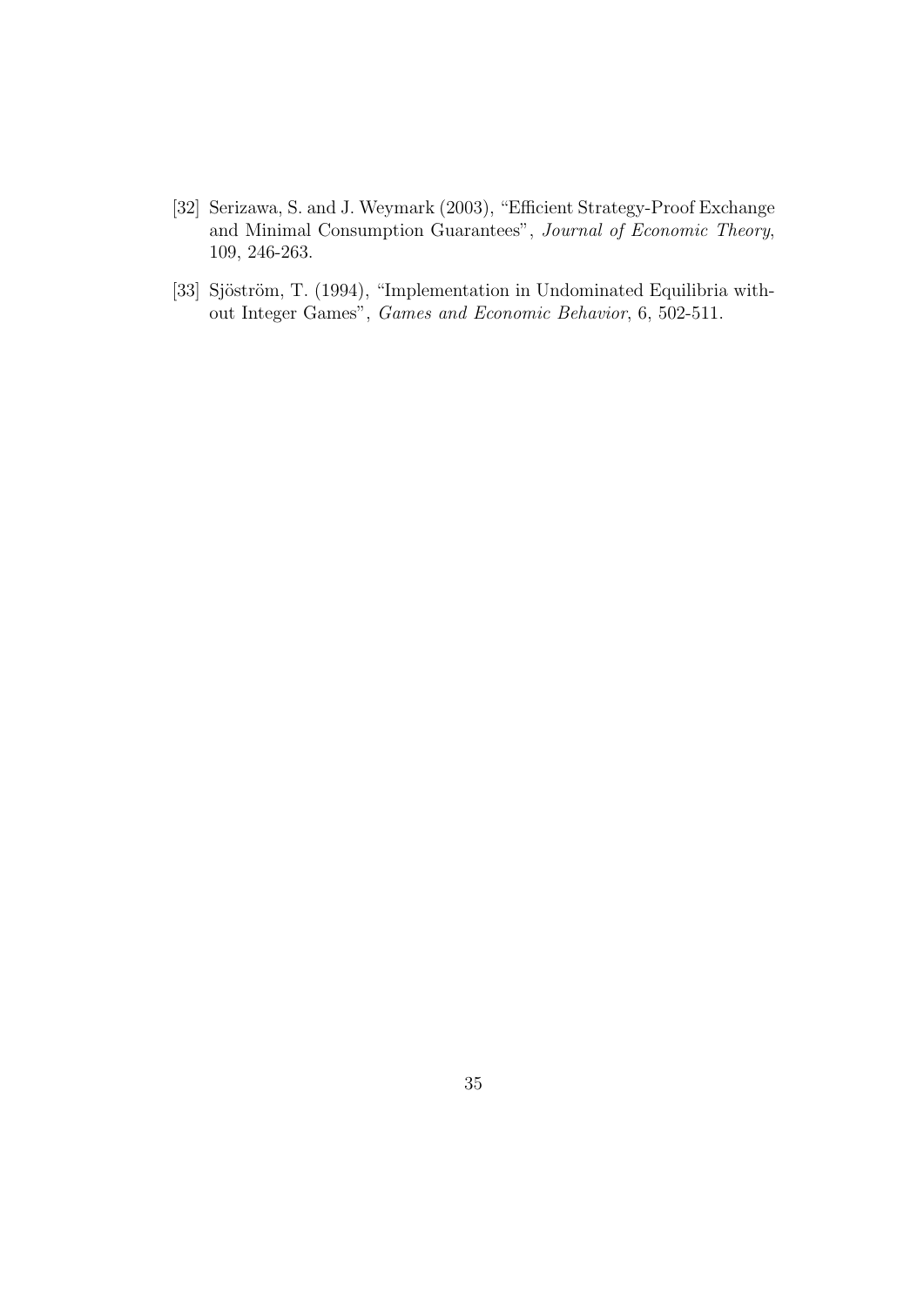[32] Serizawa, S. and J. Weymark (2003), "Efficient Strategy-Proof Exchange and Minimal Consumption Guarantees", *Journal of Economic Theory*, 109, 246-263.

[33] Sjöström, T. (1994), "Implementation in Undominated Equilibria without Integer Games", *Games and Economic Behavior*, 6, 502-511.